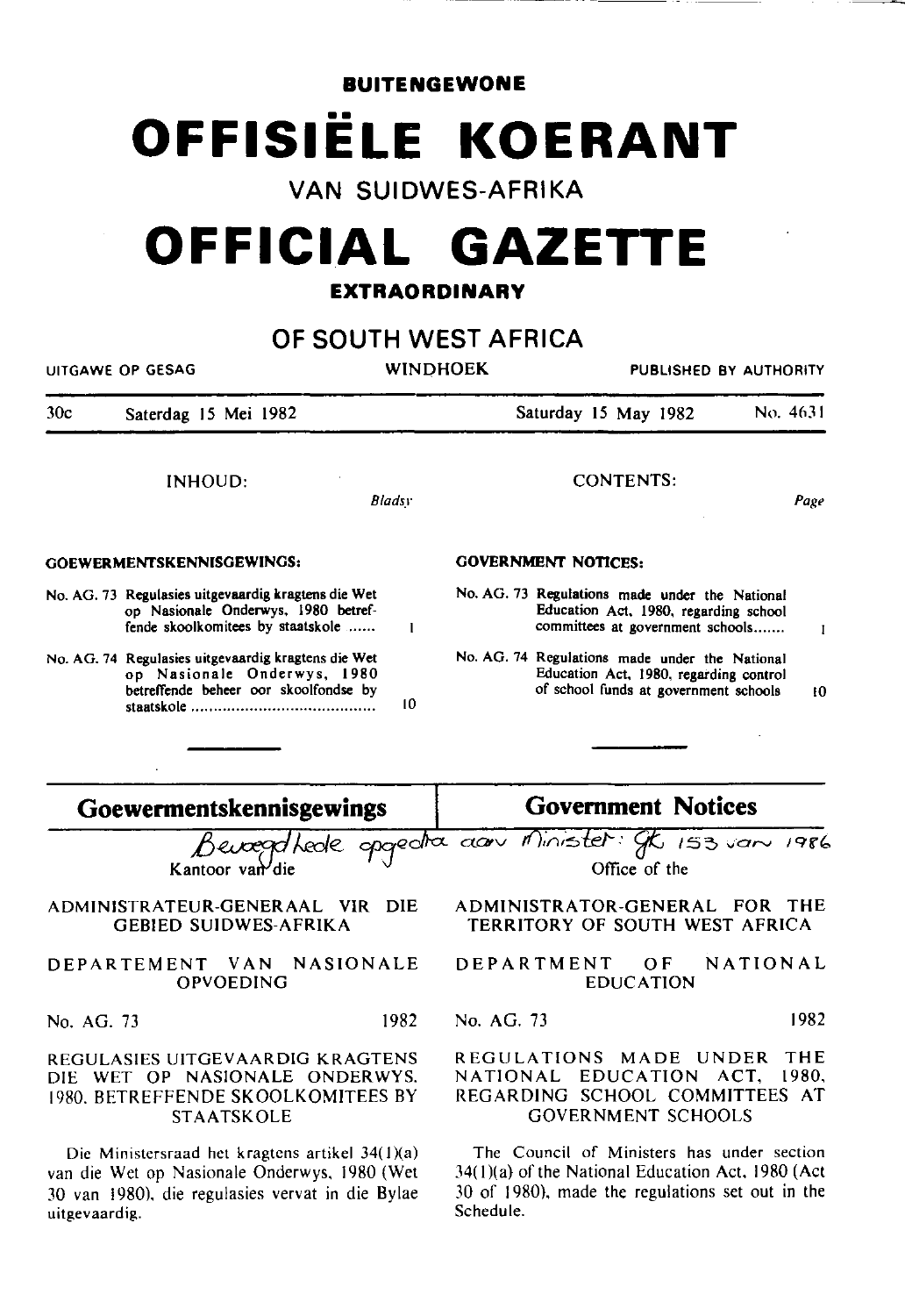**BUITENGEWONE**

# OFFISIËLE KOERANT

## VAN SUIDWES-AFRIKA

# OFFICIAL GAZETTE

**EXTRAORDINARY**

## OF SOUTH WEST AFRICA

UITGAWE OP GESAG — WINDHOEK — PUBLISHED BY AUTHORITY

30c — Saterdag 15 Mei 1982 — Saturday 15 May 1982 — No. 4631

INHOUD: *Bladsy*

**GOEWERMENTSKENNISGEWINGS:**

| | | Bladsy |
|---|---|---|
| No. AG. 73 | Regulasies uitgevaardig kragtens die Wet op Nasionale Onderwys, 1980 betreffende skoolkomitees by staatskole ...... | 1 |
| No. AG. 74 | Regulasies uitgevaardig kragtens die Wet op Nasionale Onderwys, 1980 betreffende beheer oor skoolfondse by staatskole ...... | 10 |

CONTENTS: *Page*

**GOVERNMENT NOTICES:**

| | | Page |
|---|---|---|
| No. AG. 73 | Regulations made under the National Education Act, 1980, regarding school committees at government schools....... | 1 |
| No. AG. 74 | Regulations made under the National Education Act, 1980, regarding control of school funds at government schools | 10 |

## Goewermentskennisgewings

## Government Notices

Bevoegdhede opgedra aan Minister: GK 153 van 1986

Kantoor van die

ADMINISTRATEUR-GENERAAL VIR DIE GEBIED SUIDWES-AFRIKA

DEPARTEMENT VAN NASIONALE OPVOEDING

No. AG. 73 — 1982

REGULASIES UITGEVAARDIG KRAGTENS DIE WET OP NASIONALE ONDERWYS, 1980, BETREFFENDE SKOOLKOMITEES BY STAATSKOLE

Die Ministersraad het kragtens artikel 34(1)(a) van die Wet op Nasionale Onderwys, 1980 (Wet 30 van 1980), die regulasies vervat in die Bylae uitgevaardig.

Office of the

ADMINISTRATOR-GENERAL FOR THE TERRITORY OF SOUTH WEST AFRICA

DEPARTMENT OF NATIONAL EDUCATION

No. AG. 73 — 1982

REGULATIONS MADE UNDER THE NATIONAL EDUCATION ACT, 1980, REGARDING SCHOOL COMMITTEES AT GOVERNMENT SCHOOLS

The Council of Ministers has under section 34(1)(a) of the National Education Act, 1980 (Act 30 of 1980), made the regulations set out in the Schedule.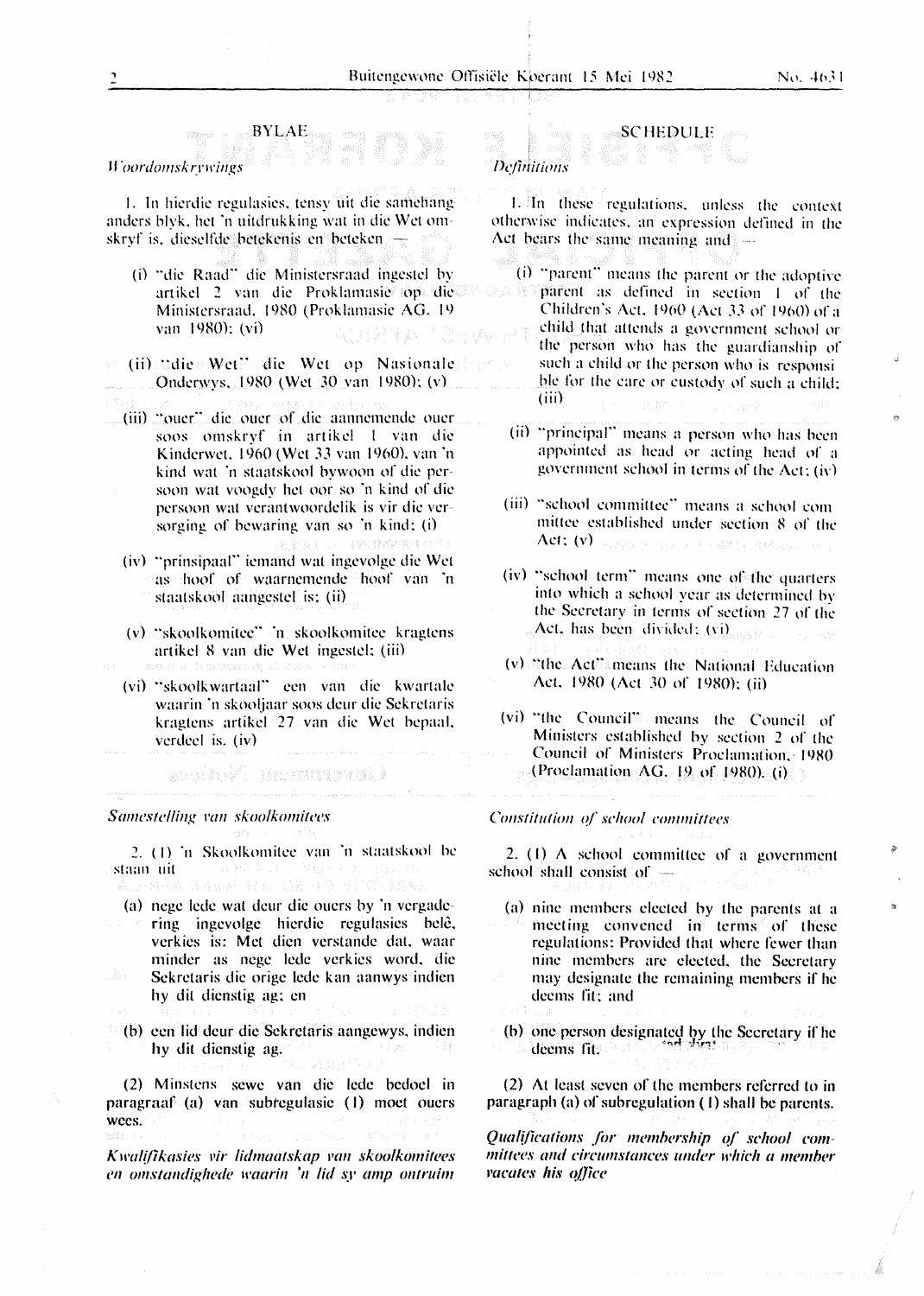## BYLAE

*Woordomskrywings*

1. In hierdie regulasies, tensy uit die samehang anders blyk, het 'n uitdrukking wat in die Wet omskryf is, dieselfde betekenis en beteken —

(i) "die Raad" die Ministersraad ingestel by artikel 2 van die Proklamasie op die Ministersraad, 1980 (Proklamasie AG. 19 van 1980); (vi)

(ii) "die Wet" die Wet op Nasionale Onderwys, 1980 (Wet 30 van 1980); (v)

(iii) "ouer" die ouer of die aannemende ouer soos omskryf in artikel 1 van die Kinderwet, 1960 (Wet 33 van 1960), van 'n kind wat 'n staatskool bywoon of die persoon wat voogdy het oor so 'n kind of die persoon wat verantwoordelik is vir die versorging of bewaring van so 'n kind; (i)

(iv) "prinsipaal" iemand wat ingevolge die Wet as hoof of waarnemende hoof van 'n staatskool aangestel is; (ii)

(v) "skoolkomitee" 'n skoolkomitee kragtens artikel 8 van die Wet ingestel; (iii)

(vi) "skoolkwartaal" een van die kwartale waarin 'n skooljaar soos deur die Sekretaris kragtens artikel 27 van die Wet bepaal, verdeel is. (iv)

*Samestelling van skoolkomitees*

2. (1) 'n Skoolkomitee van 'n staatskool bestaan uit —

(a) nege lede wat deur die ouers by 'n vergadering ingevolge hierdie regulasies belê, verkies is: Met dien verstande dat, waar minder as nege lede verkies word, die Sekretaris die orige lede kan aanwys indien hy dit dienstig ag; en

(b) een lid deur die Sekretaris aangewys, indien hy dit dienstig ag.

(2) Minstens sewe van die lede bedoel in paragraaf (a) van subregulasie (1) moet ouers wees.

*Kwalifikasies vir lidmaatskap van skoolkomitees en omstandighede waarin 'n lid sy amp ontruim*

## SCHEDULE

*Definitions*

1. In these regulations, unless the context otherwise indicates, an expression defined in the Act bears the same meaning and —

(i) "parent" means the parent or the adoptive parent as defined in section 1 of the Children's Act, 1960 (Act 33 of 1960) of a child that attends a government school or the person who has the guardianship of such a child or the person who is responsible for the care or custody of such a child; (iii)

(ii) "principal" means a person who has been appointed as head or acting head of a government school in terms of the Act; (iv)

(iii) "school committee" means a school committee established under section 8 of the Act; (v)

(iv) "school term" means one of the quarters into which a school year as determined by the Secretary in terms of section 27 of the Act, has been divided; (vi)

(v) "the Act" means the National Education Act, 1980 (Act 30 of 1980); (ii)

(vi) "the Council" means the Council of Ministers established by section 2 of the Council of Ministers Proclamation, 1980 (Proclamation AG. 19 of 1980). (i)

*Constitution of school committees*

2. (1) A school committee of a government school shall consist of —

(a) nine members elected by the parents at a meeting convened in terms of these regulations: Provided that where fewer than nine members are elected, the Secretary may designate the remaining members if he deems fit; and

(b) one person designated by the Secretary if he deems fit.

(2) At least seven of the members referred to in paragraph (a) of subregulation (1) shall be parents.

*Qualifications for membership of school committees and circumstances under which a member vacates his office*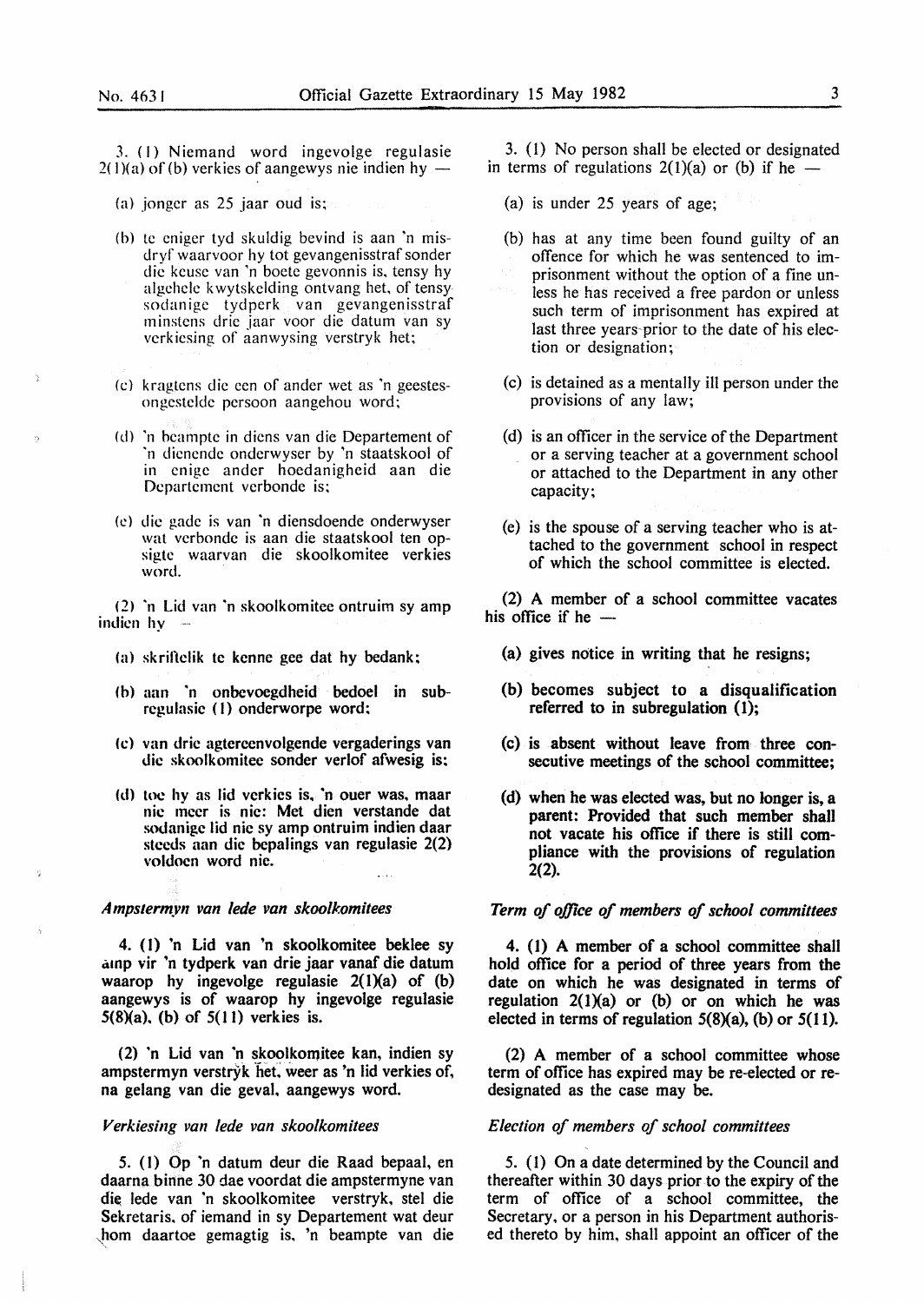3. (1) Niemand word ingevolge regulasie 2(1)(a) of (b) verkies of aangewys nie indien hy —

(a) jonger as 25 jaar oud is;

(b) te eniger tyd skuldig bevind is aan 'n misdryf waarvoor hy tot gevangenisstraf sonder die keuse van 'n boete gevonnis is, tensy hy algehele kwytskelding ontvang het, of tensy sodanige tydperk van gevangenisstraf minstens drie jaar voor die datum van sy verkiesing of aanwysing verstryk het;

(c) kragtens die een of ander wet as 'n geestesongestelde persoon aangehou word;

(d) 'n beampte in diens van die Departement of 'n dienende onderwyser by 'n staatskool of in enige ander hoedanigheid aan die Departement verbonde is;

(e) die gade is van 'n diensdoende onderwyser wat verbonde is aan die staatskool ten opsigte waarvan die skoolkomitee verkies word.

(2) 'n Lid van 'n skoolkomitee ontruim sy amp indien hy —

(a) skriftelik te kenne gee dat hy bedank;

(b) aan 'n onbevoegdheid bedoel in subregulasie (1) onderworpe word;

(c) van drie agtereenvolgende vergaderings van die skoolkomitee sonder verlof afwesig is;

(d) toe hy as lid verkies is, 'n ouer was, maar nie meer is nie: Met dien verstande dat sodanige lid nie sy amp ontruim indien daar steeds aan die bepalings van regulasie 2(2) voldoen word nie.

*Ampstermyn van lede van skoolkomitees*

4. (1) 'n Lid van 'n skoolkomitee beklee sy amp vir 'n tydperk van drie jaar vanaf die datum waarop hy ingevolge regulasie 2(1)(a) of (b) aangewys is of waarop hy ingevolge regulasie 5(8)(a), (b) of 5(11) verkies is.

(2) 'n Lid van 'n skoolkomitee kan, indien sy ampstermyn verstryk het, weer as 'n lid verkies of, na gelang van die geval, aangewys word.

*Verkiesing van lede van skoolkomitees*

5. (1) Op 'n datum deur die Raad bepaal, en daarna binne 30 dae voordat die ampstermyne van die lede van 'n skoolkomitee verstryk, stel die Sekretaris, of iemand in sy Departement wat deur hom daartoe gemagtig is, 'n beampte van die

3. (1) No person shall be elected or designated in terms of regulations 2(1)(a) or (b) if he —

(a) is under 25 years of age;

(b) has at any time been found guilty of an offence for which he was sentenced to imprisonment without the option of a fine unless he has received a free pardon or unless such term of imprisonment has expired at last three years prior to the date of his election or designation;

(c) is detained as a mentally ill person under the provisions of any law;

(d) is an officer in the service of the Department or a serving teacher at a government school or attached to the Department in any other capacity;

(e) is the spouse of a serving teacher who is attached to the government school in respect of which the school committee is elected.

(2) A member of a school committee vacates his office if he —

(a) gives notice in writing that he resigns;

(b) becomes subject to a disqualification referred to in subregulation (1);

(c) is absent without leave from three consecutive meetings of the school committee;

(d) when he was elected was, but no longer is, a parent: Provided that such member shall not vacate his office if there is still compliance with the provisions of regulation 2(2).

*Term of office of members of school committees*

4. (1) A member of a school committee shall hold office for a period of three years from the date on which he was designated in terms of regulation 2(1)(a) or (b) or on which he was elected in terms of regulation 5(8)(a), (b) or 5(11).

(2) A member of a school committee whose term of office has expired may be re-elected or re-designated as the case may be.

*Election of members of school committees*

5. (1) On a date determined by the Council and thereafter within 30 days prior to the expiry of the term of office of a school committee, the Secretary, or a person in his Department authorised thereto by him, shall appoint an officer of the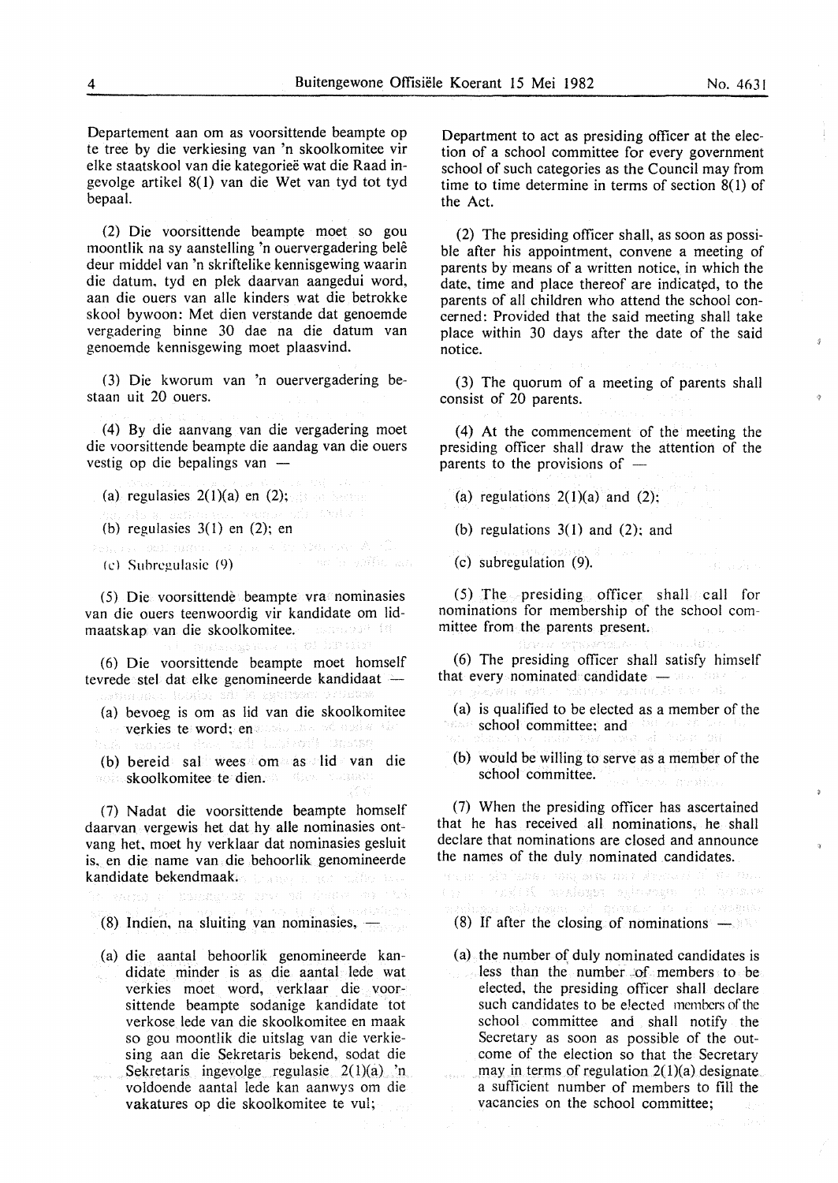Departement aan om as voorsittende beampte op te tree by die verkiesing van 'n skoolkomitee vir elke staatskool van die kategorieë wat die Raad ingevolge artikel 8(1) van die Wet van tyd tot tyd bepaal.

(2) Die voorsittende beampte moet so gou moontlik na sy aanstelling 'n ouervergadering belê deur middel van 'n skriftelike kennisgewing waarin die datum, tyd en plek daarvan aangedui word, aan die ouers van alle kinders wat die betrokke skool bywoon: Met dien verstande dat genoemde vergadering binne 30 dae na die datum van genoemde kennisgewing moet plaasvind.

(3) Die kworum van 'n ouervergadering bestaan uit 20 ouers.

(4) By die aanvang van die vergadering moet die voorsittende beampte die aandag van die ouers vestig op die bepalings van —

(a) regulasies 2(1)(a) en (2);

(b) regulasies 3(1) en (2); en

(c) Subregulasie (9)

(5) Die voorsittende beampte vra nominasies van die ouers teenwoordig vir kandidate om lidmaatskap van die skoolkomitee.

(6) Die voorsittende beampte moet homself tevrede stel dat elke genomineerde kandidaat —

(a) bevoeg is om as lid van die skoolkomitee verkies te word; en

(b) bereid sal wees om as lid van die skoolkomitee te dien.

(7) Nadat die voorsittende beampte homself daarvan vergewis het dat hy alle nominasies ontvang het, moet hy verklaar dat nominasies gesluit is, en die name van die behoorlik genomineerde kandidate bekendmaak.

(8) Indien, na sluiting van nominasies, —

(a) die aantal behoorlik genomineerde kandidate minder is as die aantal lede wat verkies moet word, verklaar die voorsittende beampte sodanige kandidate tot verkose lede van die skoolkomitee en maak so gou moontlik die uitslag van die verkiesing aan die Sekretaris bekend, sodat die Sekretaris ingevolge regulasie 2(1)(a) 'n voldoende aantal lede kan aanwys om die vakatures op die skoolkomitee te vul;

Department to act as presiding officer at the election of a school committee for every government school of such categories as the Council may from time to time determine in terms of section 8(1) of the Act.

(2) The presiding officer shall, as soon as possible after his appointment, convene a meeting of parents by means of a written notice, in which the date, time and place thereof are indicated, to the parents of all children who attend the school concerned: Provided that the said meeting shall take place within 30 days after the date of the said notice.

(3) The quorum of a meeting of parents shall consist of 20 parents.

(4) At the commencement of the meeting the presiding officer shall draw the attention of the parents to the provisions of —

(a) regulations 2(1)(a) and (2);

(b) regulations 3(1) and (2); and

(c) subregulation (9).

(5) The presiding officer shall call for nominations for membership of the school committee from the parents present.

(6) The presiding officer shall satisfy himself that every nominated candidate —

(a) is qualified to be elected as a member of the school committee; and

(b) would be willing to serve as a member of the school committee.

(7) When the presiding officer has ascertained that he has received all nominations, he shall declare that nominations are closed and announce the names of the duly nominated candidates.

(8) If after the closing of nominations —

(a) the number of duly nominated candidates is less than the number of members to be elected, the presiding officer shall declare such candidates to be elected members of the school committee and shall notify the Secretary as soon as possible of the outcome of the election so that the Secretary may in terms of regulation 2(1)(a) designate a sufficient number of members to fill the vacancies on the school committee;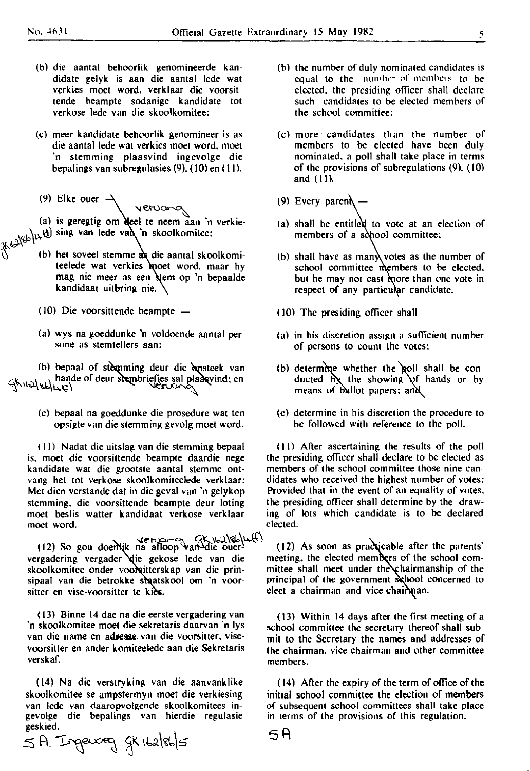(b) die aantal behoorlik genomineerde kandidate gelyk is aan die aantal lede wat verkies moet word, verklaar die voorsittende beampte sodanige kandidate tot verkose lede van die skoolkomitee;

(c) meer kandidate behoorlik genomineer is as die aantal lede wat verkies moet word, moet 'n stemming plaasvind ingevolge die bepalings van subregulasies (9), (10) en (11).

(9) Elke ouer — vervang

(a) is geregtig om deel te neem aan 'n verkiesing van lede van 'n skoolkomitee; GK162/86/4(d)

(b) het soveel stemme as die aantal skoolkomiteelede wat verkies moet word, maar hy mag nie meer as een stem op 'n bepaalde kandidaat uitbring nie.

(10) Die voorsittende beampte —

(a) wys na goeddunke 'n voldoende aantal persone as stemtellers aan;

(b) bepaal of stemming deur die opsteek van hande of deur stembriefies sal plaasvind; en GK162/86/4(e) vervang

(c) bepaal na goeddunke die prosedure wat ten opsigte van die stemming gevolg moet word.

(11) Nadat die uitslag van die stemming bepaal is, moet die voorsittende beampte daardie nege kandidate wat die grootste aantal stemme ontvang het tot verkose skoolkomiteelede verklaar: Met dien verstande dat in die geval van 'n gelykop stemming, die voorsittende beampte deur loting moet beslis watter kandidaat verkose verklaar moet word.

vervang GK162/86/4(f)

(12) So gou doenlik na afloop van die ouervergadering vergader die gekose lede van die skoolkomitee onder voorsitterskap van die prinsipaal van die betrokke staatskool om 'n voorsitter en vise-voorsitter te kies.

(13) Binne 14 dae na die eerste vergadering van 'n skoolkomitee moet die sekretaris daarvan 'n lys van die name en adresse van die voorsitter, visevoorsitter en ander komiteelede aan die Sekretaris verskaf.

(14) Na die verstryking van die aanvanklike skoolkomitee se ampstermyn moet die verkiesing van lede van daaropvolgende skoolkomitees ingevolge die bepalings van hierdie regulasie geskied.

5A. Ingevoeg GK162/86/5

(b) the number of duly nominated candidates is equal to the number of members to be elected, the presiding officer shall declare such candidates to be elected members of the school committee;

(c) more candidates than the number of members to be elected have been duly nominated, a poll shall take place in terms of the provisions of subregulations (9), (10) and (11).

(9) Every parent —

(a) shall be entitled to vote at an election of members of a school committee;

(b) shall have as many votes as the number of school committee members to be elected, but he may not cast more than one vote in respect of any particular candidate.

(10) The presiding officer shall —

(a) in his discretion assign a sufficient number of persons to count the votes;

(b) determine whether the poll shall be conducted by the showing of hands or by means of ballot papers; and

(c) determine in his discretion the procedure to be followed with reference to the poll.

(11) After ascertaining the results of the poll the presiding officer shall declare to be elected as members of the school committee those nine candidates who received the highest number of votes: Provided that in the event of an equality of votes, the presiding officer shall determine by the drawing of lots which candidate is to be declared elected.

(12) As soon as practicable after the parents' meeting, the elected members of the school committee shall meet under the chairmanship of the principal of the government school concerned to elect a chairman and vice-chairman.

(13) Within 14 days after the first meeting of a school committee the secretary thereof shall submit to the Secretary the names and addresses of the chairman, vice-chairman and other committee members.

(14) After the expiry of the term of office of the initial school committee the election of members of subsequent school committees shall take place in terms of the provisions of this regulation.

5A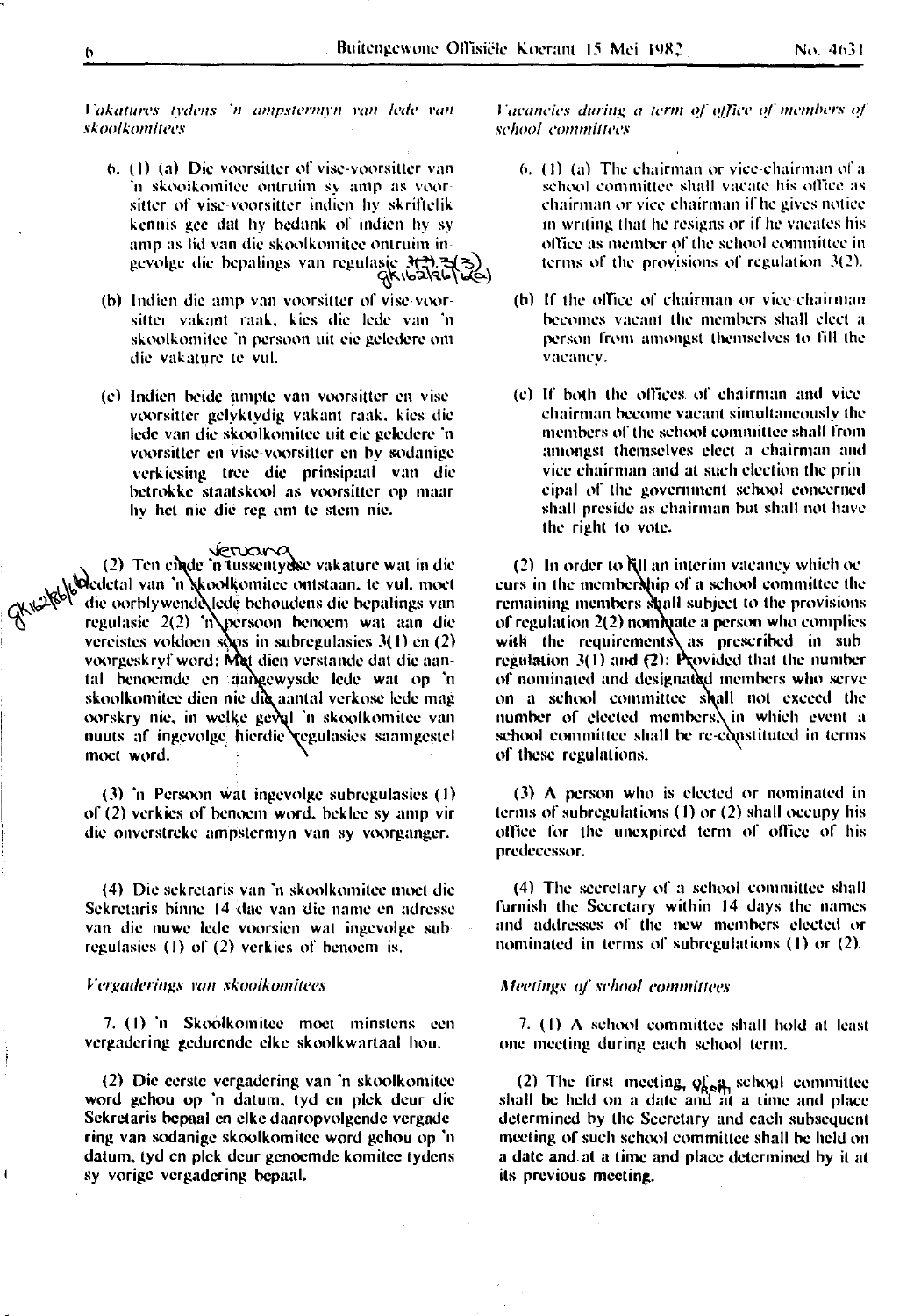*Vakatures tydens 'n ampstermyn van lede van skoolkomitees*

6. (1) (a) Die voorsitter of vise-voorsitter van 'n skoolkomitee ontruim sy amp as voorsitter of vise-voorsitter indien hy skriftelik kennis gee dat hy bedank of indien hy sy amp as lid van die skoolkomitee ontruim ingevolge die bepalings van regulasie 3(2).

(b) Indien die amp van voorsitter of vise-voorsitter vakant raak, kies die lede van 'n skoolkomitee 'n persoon uit eie geledere om die vakature te vul.

(c) Indien beide ampte van voorsitter en vise-voorsitter gelyktydig vakant raak, kies die lede van die skoolkomitee uit eie geledere 'n voorsitter en vise-voorsitter en by sodanige verkiesing tree die prinsipaal van die betrokke staatskool as voorsitter op maar hy het nie die reg om te stem nie.

(2) Ten einde 'n tussentydse vakature wat in die ledetal van 'n skoolkomitee ontstaan, te vul, moet die oorblywende lede behoudens die bepalings van regulasie 2(2) 'n persoon benoem wat aan die vereistes voldoen soos in subregulasies 3(1) en (2) voorgeskryf word: Met dien verstande dat die aantal benoemde en aangewysde lede wat op 'n skoolkomitee dien nie die aantal verkose lede mag oorskry nie, in welke geval 'n skoolkomitee van nuuts af ingevolge hierdie regulasies saamgestel moet word.

(3) 'n Persoon wat ingevolge subregulasies (1) of (2) verkies of benoem word, beklee sy amp vir die onverstreke ampstermyn van sy voorganger.

(4) Die sekretaris van 'n skoolkomitee moet die Sekretaris binne 14 dae van die name en adresse van die nuwe lede voorsien wat ingevolge subregulasies (1) of (2) verkies of benoem is.

*Vergaderings van skoolkomitees*

7. (1) 'n Skoolkomitee moet minstens een vergadering gedurende elke skoolkwartaal hou.

(2) Die eerste vergadering van 'n skoolkomitee word gehou op 'n datum, tyd en plek deur die Sekretaris bepaal en elke daaropvolgende vergadering van sodanige skoolkomitee word gehou op 'n datum, tyd en plek deur genoemde komitee tydens sy vorige vergadering bepaal.

*Vacancies during a term of office of members of school committees*

6. (1) (a) The chairman or vice-chairman of a school committee shall vacate his office as chairman or vice chairman if he gives notice in writing that he resigns or if he vacates his office as member of the school committee in terms of the provisions of regulation 3(2).

(b) If the office of chairman or vice-chairman becomes vacant the members shall elect a person from amongst themselves to fill the vacancy.

(c) If both the offices of chairman and vice chairman become vacant simultaneously the members of the school committee shall from amongst themselves elect a chairman and vice chairman and at such election the principal of the government school concerned shall preside as chairman but shall not have the right to vote.

(2) In order to fill an interim vacancy which occurs in the membership of a school committee the remaining members shall subject to the provisions of regulation 2(2) nominate a person who complies with the requirements as prescribed in subregulation 3(1) and (2): Provided that the number of nominated and designated members who serve on a school committee shall not exceed the number of elected members, in which event a school committee shall be re-constituted in terms of these regulations.

(3) A person who is elected or nominated in terms of subregulations (1) or (2) shall occupy his office for the unexpired term of office of his predecessor.

(4) The secretary of a school committee shall furnish the Secretary within 14 days the names and addresses of the new members elected or nominated in terms of subregulations (1) or (2).

*Meetings of school committees*

7. (1) A school committee shall hold at least one meeting during each school term.

(2) The first meeting of a school committee shall be held on a date and at a time and place determined by the Secretary and each subsequent meeting of such school committee shall be held on a date and at a time and place determined by it at its previous meeting.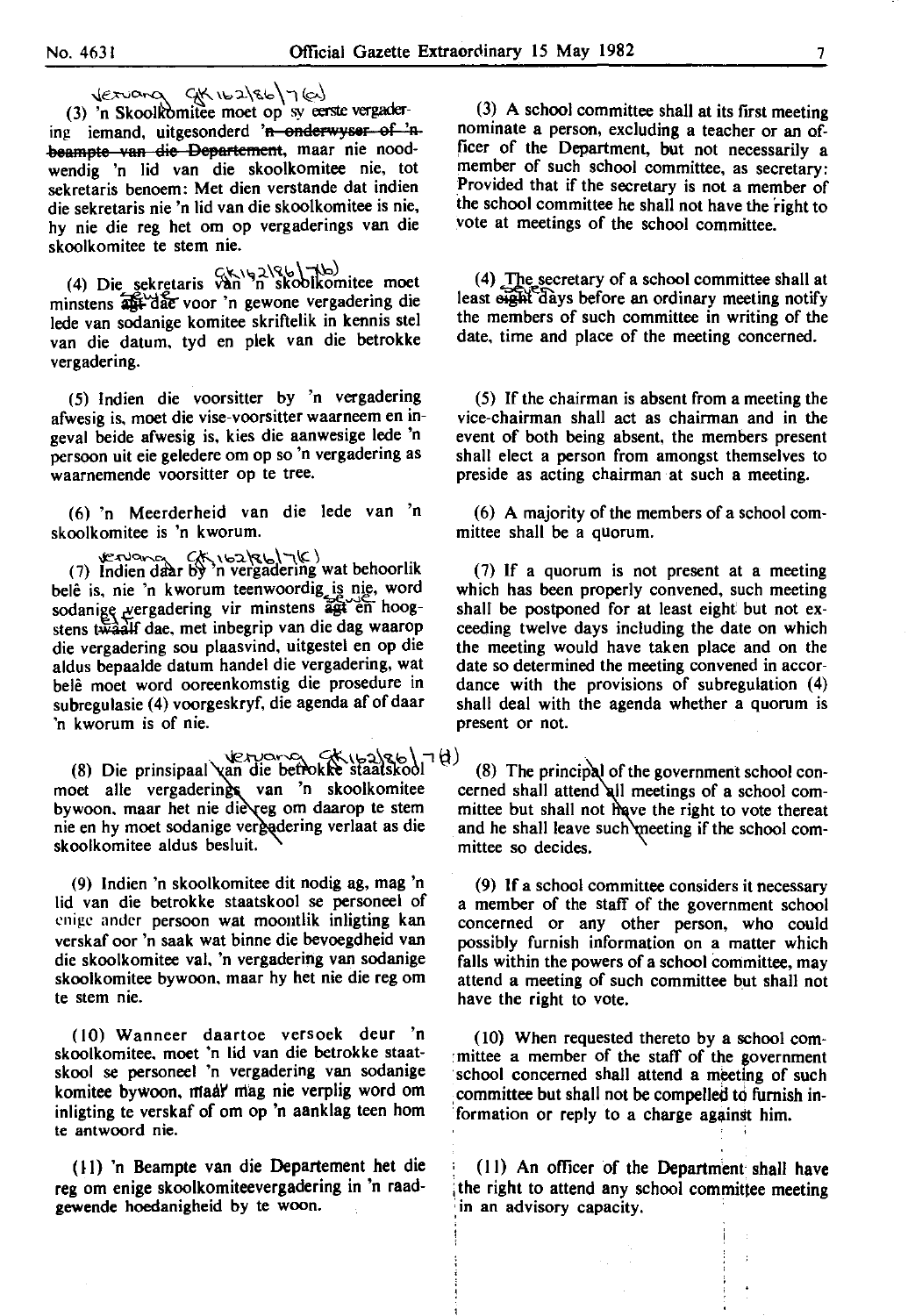vervang GK 162/86/7(a)

(3) 'n Skoolkomitee moet op sy eerste vergadering iemand, uitgesonderd ~~'n onderwyser of 'n beampte van die Departement~~, maar nie noodwendig 'n lid van die skoolkomitee nie, tot sekretaris benoem: Met dien verstande dat indien die sekretaris nie 'n lid van die skoolkomitee is nie, hy nie die reg het om op vergaderings van die skoolkomitee te stem nie.

(4) Die sekretaris van 'n skoolkomitee moet minstens ~~agt~~ sewe dae voor 'n gewone vergadering die lede van sodanige komitee skriftelik in kennis stel van die datum, tyd en plek van die betrokke vergadering.

(5) Indien die voorsitter by 'n vergadering afwesig is, moet die vise-voorsitter waarneem en ingeval beide afwesig is, kies die aanwesige lede 'n persoon uit eie geledere om op so 'n vergadering as waarnemende voorsitter op te tree.

(6) 'n Meerderheid van die lede van 'n skoolkomitee is 'n kworum.

vervang GK 162/86/7(c)

(7) Indien daar by 'n vergadering wat behoorlik belê is, nie 'n kworum teenwoordig is nie, word sodanige vergadering vir minstens ~~agt~~ sewe en hoogstens ~~twaalf~~ tien dae, met inbegrip van die dag waarop die vergadering sou plaasvind, uitgestel en op die aldus bepaalde datum handel die vergadering, wat belê moet word ooreenkomstig die prosedure in subregulasie (4) voorgeskryf, die agenda af of daar 'n kworum is of nie.

vervang GK 162/86/7(d)

(8) Die prinsipaal van die betrokke staatskool moet alle vergaderings van 'n skoolkomitee bywoon, maar het nie die reg om daarop te stem nie en hy moet sodanige vergadering verlaat as die skoolkomitee aldus besluit.

(9) Indien 'n skoolkomitee dit nodig ag, mag 'n lid van die betrokke staatskool se personeel of enige ander persoon wat moontlik inligting kan verskaf oor 'n saak wat binne die bevoegdheid van die skoolkomitee val, 'n vergadering van sodanige skoolkomitee bywoon, maar hy het nie die reg om te stem nie.

(10) Wanneer daartoe versoek deur 'n skoolkomitee, moet 'n lid van die betrokke staatskool se personeel 'n vergadering van sodanige komitee bywoon, maar mag nie verplig word om inligting te verskaf of om op 'n aanklag teen hom te antwoord nie.

(11) 'n Beampte van die Departement het die reg om enige skoolkomiteevergadering in 'n raadgewende hoedanigheid by te woon.

(3) A school committee shall at its first meeting nominate a person, excluding a teacher or an officer of the Department, but not necessarily a member of such school committee, as secretary: Provided that if the secretary is not a member of the school committee he shall not have the right to vote at meetings of the school committee.

(4) The secretary of a school committee shall at least ~~eight~~ seven days before an ordinary meeting notify the members of such committee in writing of the date, time and place of the meeting concerned.

(5) If the chairman is absent from a meeting the vice-chairman shall act as chairman and in the event of both being absent, the members present shall elect a person from amongst themselves to preside as acting chairman at such a meeting.

(6) A majority of the members of a school committee shall be a quorum.

(7) If a quorum is not present at a meeting which has been properly convened, such meeting shall be postponed for at least eight but not exceeding twelve days including the date on which the meeting would have taken place and on the date so determined the meeting convened in accordance with the provisions of subregulation (4) shall deal with the agenda whether a quorum is present or not.

(8) The principal of the government school concerned shall attend all meetings of a school committee but shall not have the right to vote thereat and he shall leave such meeting if the school committee so decides.

(9) If a school committee considers it necessary a member of the staff of the government school concerned or any other person, who could possibly furnish information on a matter which falls within the powers of a school committee, may attend a meeting of such committee but shall not have the right to vote.

(10) When requested thereto by a school committee a member of the staff of the government school concerned shall attend a meeting of such committee but shall not be compelled to furnish information or reply to a charge against him.

(11) An officer of the Department shall have the right to attend any school committee meeting in an advisory capacity.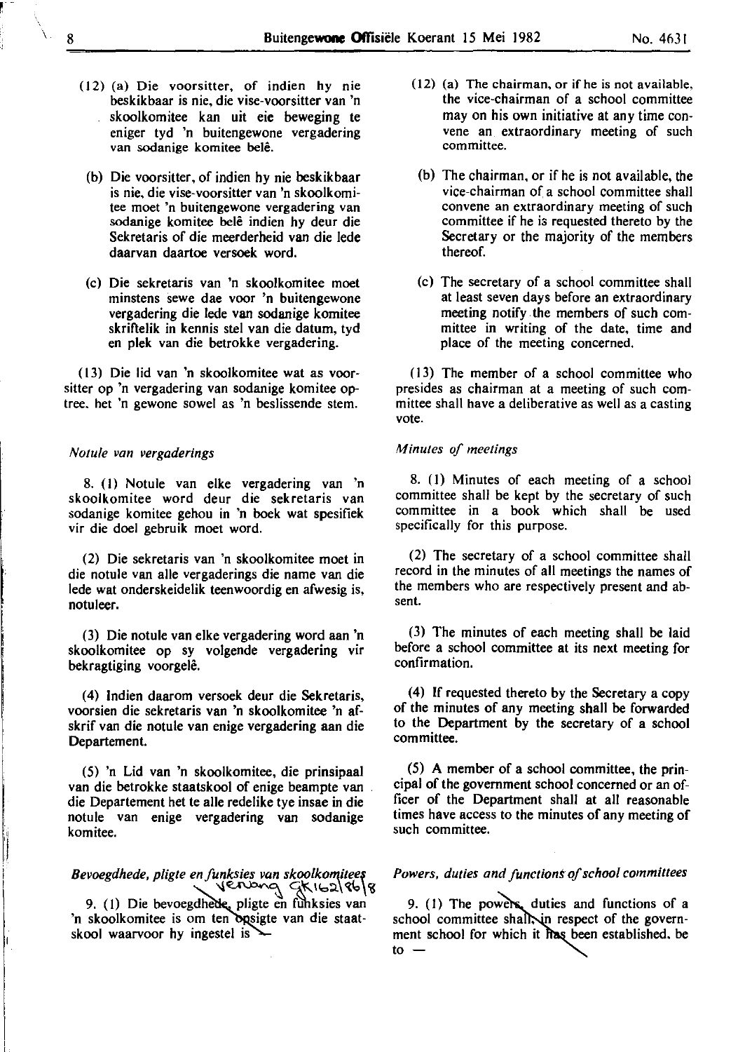(12) (a) Die voorsitter, of indien hy nie beskikbaar is nie, die vise-voorsitter van 'n skoolkomitee kan uit eie beweging te eniger tyd 'n buitengewone vergadering van sodanige komitee belê.

(b) Die voorsitter, of indien hy nie beskikbaar is nie, die vise-voorsitter van 'n skoolkomitee moet 'n buitengewone vergadering van sodanige komitee belê indien hy deur die Sekretaris of die meerderheid van die lede daarvan daartoe versoek word.

(c) Die sekretaris van 'n skoolkomitee moet minstens sewe dae voor 'n buitengewone vergadering die lede van sodanige komitee skriftelik in kennis stel van die datum, tyd en plek van die betrokke vergadering.

(13) Die lid van 'n skoolkomitee wat as voorsitter op 'n vergadering van sodanige komitee optree, het 'n gewone sowel as 'n beslissende stem.

*Notule van vergaderings*

8. (1) Notule van elke vergadering van 'n skoolkomitee word deur die sekretaris van sodanige komitee gehou in 'n boek wat spesifiek vir die doel gebruik moet word.

(2) Die sekretaris van 'n skoolkomitee moet in die notule van alle vergaderings die name van die lede wat onderskeidelik teenwoordig en afwesig is, notuleer.

(3) Die notule van elke vergadering word aan 'n skoolkomitee op sy volgende vergadering vir bekragtiging voorgelê.

(4) Indien daarom versoek deur die Sekretaris, voorsien die sekretaris van 'n skoolkomitee 'n afskrif van die notule van enige vergadering aan die Departement.

(5) 'n Lid van 'n skoolkomitee, die prinsipaal van die betrokke staatskool of enige beampte van die Departement het te alle redelike tye insae in die notule van enige vergadering van sodanige komitee.

*Bevoegdhede, pligte en funksies van skoolkomitees*

9. (1) Die bevoegdhede, pligte en funksies van 'n skoolkomitee is om ten opsigte van die staatskool waarvoor hy ingestel is —

(12) (a) The chairman, or if he is not available, the vice-chairman of a school committee may on his own initiative at any time convene an extraordinary meeting of such committee.

(b) The chairman, or if he is not available, the vice-chairman of a school committee shall convene an extraordinary meeting of such committee if he is requested thereto by the Secretary or the majority of the members thereof.

(c) The secretary of a school committee shall at least seven days before an extraordinary meeting notify the members of such committee in writing of the date, time and place of the meeting concerned.

(13) The member of a school committee who presides as chairman at a meeting of such committee shall have a deliberative as well as a casting vote.

*Minutes of meetings*

8. (1) Minutes of each meeting of a school committee shall be kept by the secretary of such committee in a book which shall be used specifically for this purpose.

(2) The secretary of a school committee shall record in the minutes of all meetings the names of the members who are respectively present and absent.

(3) The minutes of each meeting shall be laid before a school committee at its next meeting for confirmation.

(4) If requested thereto by the Secretary a copy of the minutes of any meeting shall be forwarded to the Department by the secretary of a school committee.

(5) A member of a school committee, the principal of the government school concerned or an officer of the Department shall at all reasonable times have access to the minutes of any meeting of such committee.

*Powers, duties and functions of school committees*

9. (1) The powers, duties and functions of a school committee shall, in respect of the government school for which it has been established, be to —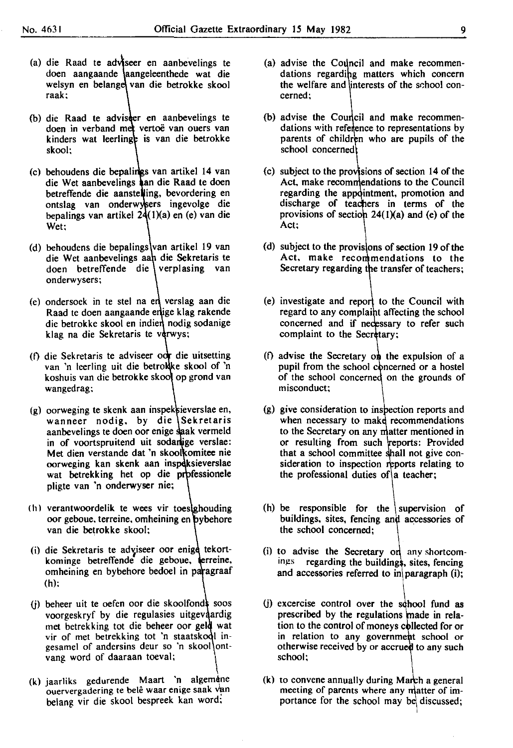(a) die Raad te adviseer en aanbevelings te doen aangaande aangeleenthede wat die welsyn en belange van die betrokke skool raak;

(b) die Raad te adviseer en aanbevelings te doen in verband met vertoë van ouers van kinders wat leerlinge is van die betrokke skool;

(c) behoudens die bepalings van artikel 14 van die Wet aanbevelings aan die Raad te doen betreffende die aanstelling, bevordering en ontslag van onderwysers ingevolge die bepalings van artikel 24(1)(a) en (e) van die Wet;

(d) behoudens die bepalings van artikel 19 van die Wet aanbevelings aan die Sekretaris te doen betreffende die verplasing van onderwysers;

(e) ondersoek in te stel na en verslag aan die Raad te doen aangaande enige klag rakende die betrokke skool en indien nodig sodanige klag na die Sekretaris te verwys;

(f) die Sekretaris te adviseer oor die uitsetting van 'n leerling uit die betrokke skool of 'n koshuis van die betrokke skool op grond van wangedrag;

(g) oorweging te skenk aan inspeksieverslae en, wanneer nodig, by die Sekretaris aanbevelings te doen oor enige saak vermeld in of voortspruitend uit sodanige verslae: Met dien verstande dat 'n skoolkomitee nie oorweging kan skenk aan inspeksieverslae wat betrekking het op die professionele pligte van 'n onderwyser nie;

(h) verantwoordelik te wees vir toesighouding oor geboue, terreine, omheining en bybehore van die betrokke skool;

(i) die Sekretaris te adviseer oor enige tekortkominge betreffende die geboue, terreine, omheining en bybehore bedoel in paragraaf (h);

(j) beheer uit te oefen oor die skoolfonds soos voorgeskryf by die regulasies uitgevaardig met betrekking tot die beheer oor geld wat vir of met betrekking tot 'n staatskool ingesamel of andersins deur so 'n skool ontvang word of daaraan toeval;

(k) jaarliks gedurende Maart 'n algemene ouervergadering te belê waar enige saak van belang vir die skool bespreek kan word;

(a) advise the Council and make recommendations regarding matters which concern the welfare and interests of the school concerned;

(b) advise the Council and make recommendations with reference to representations by parents of children who are pupils of the school concerned;

(c) subject to the provisions of section 14 of the Act, make recommendations to the Council regarding the appointment, promotion and discharge of teachers in terms of the provisions of section 24(1)(a) and (e) of the Act;

(d) subject to the provisions of section 19 of the Act, make recommendations to the Secretary regarding the transfer of teachers;

(e) investigate and report to the Council with regard to any complaint affecting the school concerned and if necessary to refer such complaint to the Secretary;

(f) advise the Secretary on the expulsion of a pupil from the school concerned or a hostel of the school concerned on the grounds of misconduct;

(g) give consideration to inspection reports and when necessary to make recommendations to the Secretary on any matter mentioned in or resulting from such reports: Provided that a school committee shall not give consideration to inspection reports relating to the professional duties of a teacher;

(h) be responsible for the supervision of buildings, sites, fencing and accessories of the school concerned;

(i) to advise the Secretary on any shortcomings regarding the buildings, sites, fencing and accessories referred to in paragraph (i);

(j) excercise control over the school fund as prescribed by the regulations made in relation to the control of moneys collected for or in relation to any government school or otherwise received by or accrued to any such school;

(k) to convene annually during March a general meeting of parents where any matter of importance for the school may be discussed;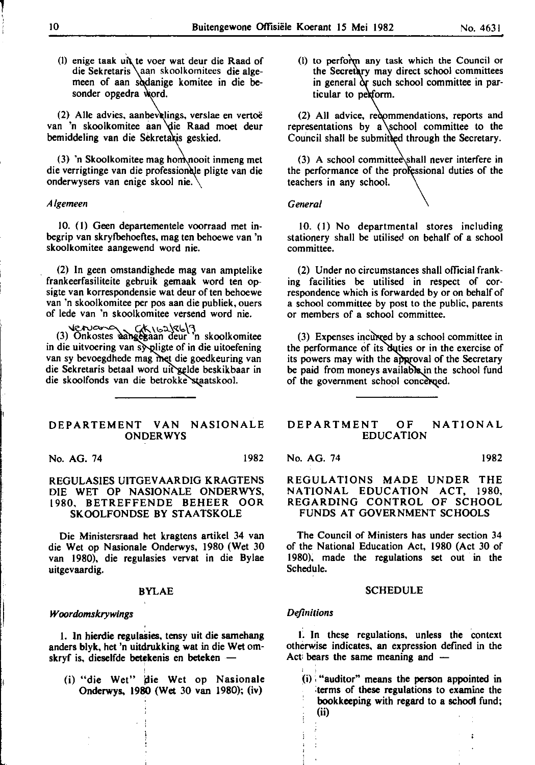(l) enige taak uit te voer wat deur die Raad of die Sekretaris aan skoolkomitees die algemeen of aan sodanige komitee in die besonder opgedra word.

(2) Alle advies, aanbevelings, verslae en vertoë van 'n skoolkomitee aan die Raad moet deur bemiddeling van die Sekretaris geskied.

(3) 'n Skoolkomitee mag hom nooit inmeng met die verrigtinge van die professionele pligte van die onderwysers van enige skool nie.

*Algemeen*

10. (1) Geen departementele voorraad met inbegrip van skryfbehoeftes, mag ten behoewe van 'n skoolkomitee aangewend word nie.

(2) In geen omstandighede mag van amptelike frankeerfasiliteite gebruik gemaak word ten opsigte van korrespondensie wat deur of ten behoewe van 'n skoolkomitee per pos aan die publiek, ouers of lede van 'n skoolkomitee versend word nie.

(3) Onkostes aangegaan deur 'n skoolkomitee in die uitvoering van sy pligte of in die uitoefening van sy bevoegdhede mag met die goedkeuring van die Sekretaris betaal word uit gelde beskikbaar in die skoolfonds van die betrokke staatskool.

(l) to perform any task which the Council or the Secretary may direct school committees in general or such school committee in particular to perform.

(2) All advice, recommendations, reports and representations by a school committee to the Council shall be submitted through the Secretary.

(3) A school committee shall never interfere in the performance of the professional duties of the teachers in any school.

*General*

10. (1) No departmental stores including stationery shall be utilised on behalf of a school committee.

(2) Under no circumstances shall official franking facilities be utilised in respect of correspondence which is forwarded by or on behalf of a school committee by post to the public, parents or members of a school committee.

(3) Expenses incurred by a school committee in the performance of its duties or in the exercise of its powers may with the approval of the Secretary be paid from moneys available in the school fund of the government school concerned.

## DEPARTEMENT VAN NASIONALE ONDERWYS

No. AG. 74 1982

### REGULASIES UITGEVAARDIG KRAGTENS DIE WET OP NASIONALE ONDERWYS, 1980, BETREFFENDE BEHEER OOR SKOOLFONDSE BY STAATSKOLE

Die Ministersraad het kragtens artikel 34 van die Wet op Nasionale Onderwys, 1980 (Wet 30 van 1980), die regulasies vervat in die Bylae uitgevaardig.

### BYLAE

*Woordomskrywings*

1. In hierdie regulasies, tensy uit die samehang anders blyk, het 'n uitdrukking wat in die Wet omskryf is, dieselfde betekenis en beteken —

(i) "die Wet" die Wet op Nasionale Onderwys, 1980 (Wet 30 van 1980); (iv)

## DEPARTMENT OF NATIONAL EDUCATION

No. AG. 74 1982

### REGULATIONS MADE UNDER THE NATIONAL EDUCATION ACT, 1980, REGARDING CONTROL OF SCHOOL FUNDS AT GOVERNMENT SCHOOLS

The Council of Ministers has under section 34 of the National Education Act, 1980 (Act 30 of 1980), made the regulations set out in the Schedule.

### SCHEDULE

*Definitions*

1. In these regulations, unless the context otherwise indicates, an expression defined in the Act bears the same meaning and —

(i) "auditor" means the person appointed in terms of these regulations to examine the bookkeeping with regard to a school fund; (ii)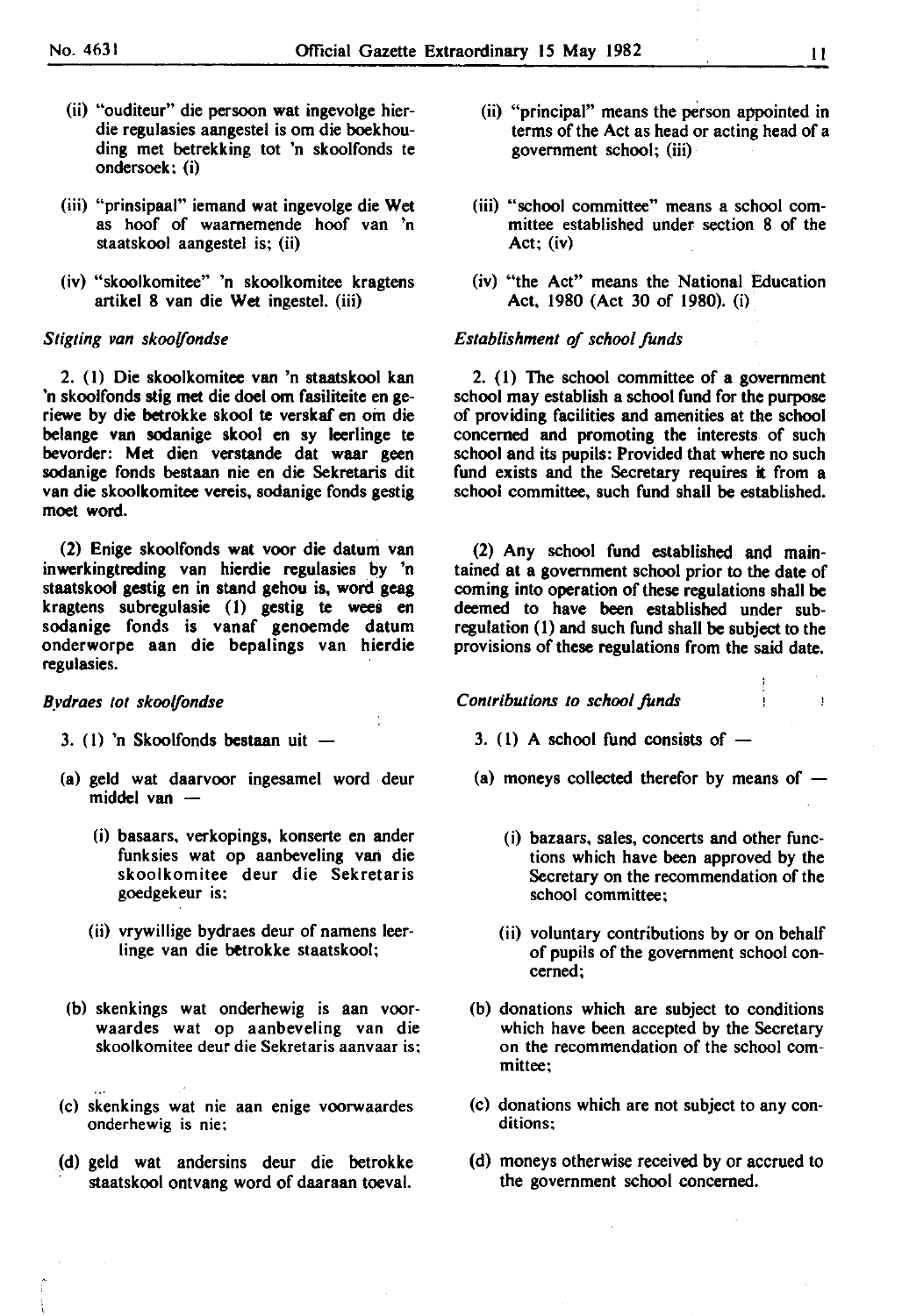(ii) "ouditeur" die persoon wat ingevolge hierdie regulasies aangestel is om die boekhouding met betrekking tot 'n skoolfonds te ondersoek; (i)

(iii) "prinsipaal" iemand wat ingevolge die Wet as hoof of waarnemende hoof van 'n staatskool aangestel is; (ii)

(iv) "skoolkomitee" 'n skoolkomitee kragtens artikel 8 van die Wet ingestel. (iii)

*Stigting van skoolfondse*

2. (1) Die skoolkomitee van 'n staatskool kan 'n skoolfonds stig met die doel om fasiliteite en geriewe by die betrokke skool te verskaf en om die belange van sodanige skool en sy leerlinge te bevorder: Met dien verstande dat waar geen sodanige fonds bestaan nie en die Sekretaris dit van die skoolkomitee vereis, sodanige fonds gestig moet word.

(2) Enige skoolfonds wat voor die datum van inwerkingtreding van hierdie regulasies by 'n staatskool gestig en in stand gehou is, word geag kragtens subregulasie (1) gestig te wees en sodanige fonds is vanaf genoemde datum onderworpe aan die bepalings van hierdie regulasies.

*Bydraes tot skoolfondse*

3. (1) 'n Skoolfonds bestaan uit —

(a) geld wat daarvoor ingesamel word deur middel van —

(i) basaars, verkopings, konserte en ander funksies wat op aanbeveling van die skoolkomitee deur die Sekretaris goedgekeur is;

(ii) vrywillige bydraes deur of namens leerlinge van die betrokke staatskool;

(b) skenkings wat onderhewig is aan voorwaardes wat op aanbeveling van die skoolkomitee deur die Sekretaris aanvaar is;

(c) skenkings wat nie aan enige voorwaardes onderhewig is nie;

(d) geld wat andersins deur die betrokke staatskool ontvang word of daaraan toeval.

(ii) "principal" means the person appointed in terms of the Act as head or acting head of a government school; (iii)

(iii) "school committee" means a school committee established under section 8 of the Act; (iv)

(iv) "the Act" means the National Education Act, 1980 (Act 30 of 1980). (i)

*Establishment of school funds*

2. (1) The school committee of a government school may establish a school fund for the purpose of providing facilities and amenities at the school concerned and promoting the interests of such school and its pupils: Provided that where no such fund exists and the Secretary requires it from a school committee, such fund shall be established.

(2) Any school fund established and maintained at a government school prior to the date of coming into operation of these regulations shall be deemed to have been established under subregulation (1) and such fund shall be subject to the provisions of these regulations from the said date.

*Contributions to school funds*

3. (1) A school fund consists of —

(a) moneys collected therefor by means of —

(i) bazaars, sales, concerts and other functions which have been approved by the Secretary on the recommendation of the school committee;

(ii) voluntary contributions by or on behalf of pupils of the government school concerned;

(b) donations which are subject to conditions which have been accepted by the Secretary on the recommendation of the school committee;

(c) donations which are not subject to any conditions;

(d) moneys otherwise received by or accrued to the government school concerned.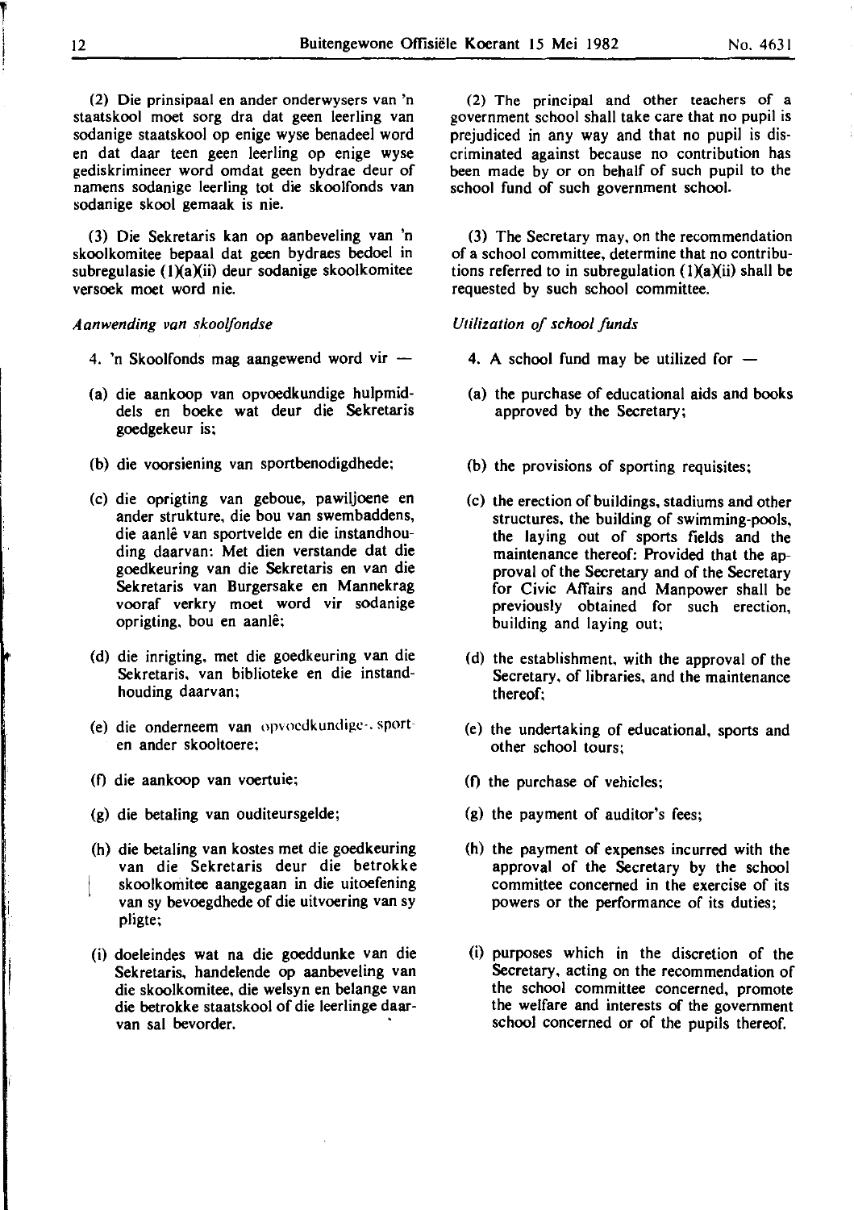(2) Die prinsipaal en ander onderwysers van 'n staatskool moet sorg dra dat geen leerling van sodanige staatskool op enige wyse benadeel word en dat daar teen geen leerling op enige wyse gediskrimineer word omdat geen bydrae deur of namens sodanige leerling tot die skoolfonds van sodanige skool gemaak is nie.

(3) Die Sekretaris kan op aanbeveling van 'n skoolkomitee bepaal dat geen bydraes bedoel in subregulasie (1)(a)(ii) deur sodanige skoolkomitee versoek moet word nie.

*Aanwending van skoolfondse*

4. 'n Skoolfonds mag aangewend word vir —

(a) die aankoop van opvoedkundige hulpmiddels en boeke wat deur die Sekretaris goedgekeur is;

(b) die voorsiening van sportbenodigdhede;

(c) die oprigting van geboue, pawiljoene en ander strukture, die bou van swembaddens, die aanlê van sportvelde en die instandhouding daarvan: Met dien verstande dat die goedkeuring van die Sekretaris en van die Sekretaris van Burgersake en Mannekrag vooraf verkry moet word vir sodanige oprigting, bou en aanlê;

(d) die inrigting, met die goedkeuring van die Sekretaris, van biblioteke en die instandhouding daarvan;

(e) die onderneem van opvoedkundige-, sport- en ander skooltoere;

(f) die aankoop van voertuie;

(g) die betaling van ouditeursgelde;

(h) die betaling van kostes met die goedkeuring van die Sekretaris deur die betrokke skoolkomitee aangegaan in die uitoefening van sy bevoegdhede of die uitvoering van sy pligte;

(i) doeleindes wat na die goeddunke van die Sekretaris, handelende op aanbeveling van die skoolkomitee, die welsyn en belange van die betrokke staatskool of die leerlinge daarvan sal bevorder.

(2) The principal and other teachers of a government school shall take care that no pupil is prejudiced in any way and that no pupil is discriminated against because no contribution has been made by or on behalf of such pupil to the school fund of such government school.

(3) The Secretary may, on the recommendation of a school committee, determine that no contributions referred to in subregulation (1)(a)(ii) shall be requested by such school committee.

*Utilization of school funds*

4. A school fund may be utilized for —

(a) the purchase of educational aids and books approved by the Secretary;

(b) the provisions of sporting requisites;

(c) the erection of buildings, stadiums and other structures, the building of swimming-pools, the laying out of sports fields and the maintenance thereof: Provided that the approval of the Secretary and of the Secretary for Civic Affairs and Manpower shall be previously obtained for such erection, building and laying out;

(d) the establishment, with the approval of the Secretary, of libraries, and the maintenance thereof;

(e) the undertaking of educational, sports and other school tours;

(f) the purchase of vehicles;

(g) the payment of auditor's fees;

(h) the payment of expenses incurred with the approval of the Secretary by the school committee concerned in the exercise of its powers or the performance of its duties;

(i) purposes which in the discretion of the Secretary, acting on the recommendation of the school committee concerned, promote the welfare and interests of the government school concerned or of the pupils thereof.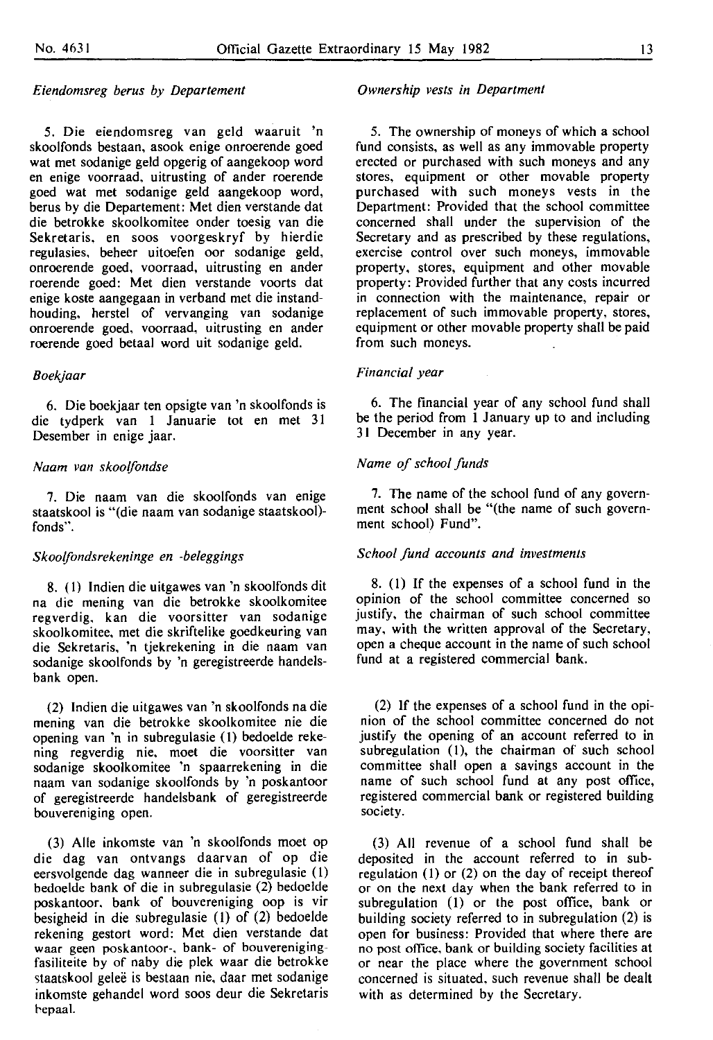*Eiendomsreg berus by Departement*

5. Die eiendomsreg van geld waaruit 'n skoolfonds bestaan, asook enige onroerende goed wat met sodanige geld opgerig of aangekoop word en enige voorraad, uitrusting of ander roerende goed wat met sodanige geld aangekoop word, berus by die Departement: Met dien verstande dat die betrokke skoolkomitee onder toesig van die Sekretaris, en soos voorgeskryf by hierdie regulasies, beheer uitoefen oor sodanige geld, onroerende goed, voorraad, uitrusting en ander roerende goed: Met dien verstande voorts dat enige koste aangegaan in verband met die instandhouding, herstel of vervanging van sodanige onroerende goed, voorraad, uitrusting en ander roerende goed betaal word uit sodanige geld.

*Boekjaar*

6. Die boekjaar ten opsigte van 'n skoolfonds is die tydperk van 1 Januarie tot en met 31 Desember in enige jaar.

*Naam van skoolfondse*

7. Die naam van die skoolfonds van enige staatskool is "(die naam van sodanige staatskool)-fonds".

*Skoolfondsrekeninge en -beleggings*

8. (1) Indien die uitgawes van 'n skoolfonds dit na die mening van die betrokke skoolkomitee regverdig, kan die voorsitter van sodanige skoolkomitee, met die skriftelike goedkeuring van die Sekretaris, 'n tjekrekening in die naam van sodanige skoolfonds by 'n geregistreerde handelsbank open.

(2) Indien die uitgawes van 'n skoolfonds na die mening van die betrokke skoolkomitee nie die opening van 'n in subregulasie (1) bedoelde rekening regverdig nie, moet die voorsitter van sodanige skoolkomitee 'n spaarrekening in die naam van sodanige skoolfonds by 'n poskantoor of geregistreerde handelsbank of geregistreerde bouvereniging open.

(3) Alle inkomste van 'n skoolfonds moet op die dag van ontvangs daarvan of op die eersvolgende dag wanneer die in subregulasie (1) bedoelde bank of die in subregulasie (2) bedoelde poskantoor, bank of bouvereniging oop is vir besigheid in die subregulasie (1) of (2) bedoelde rekening gestort word: Met dien verstande dat waar geen poskantoor-, bank- of bouvereniging-fasiliteite by of naby die plek waar die betrokke staatskool geleë is bestaan nie, daar met sodanige inkomste gehandel word soos deur die Sekretaris bepaal.

*Ownership vests in Department*

5. The ownership of moneys of which a school fund consists, as well as any immovable property erected or purchased with such moneys and any stores, equipment or other movable property purchased with such moneys vests in the Department: Provided that the school committee concerned shall under the supervision of the Secretary and as prescribed by these regulations, exercise control over such moneys, immovable property, stores, equipment and other movable property: Provided further that any costs incurred in connection with the maintenance, repair or replacement of such immovable property, stores, equipment or other movable property shall be paid from such moneys.

*Financial year*

6. The financial year of any school fund shall be the period from 1 January up to and including 31 December in any year.

*Name of school funds*

7. The name of the school fund of any government school shall be "(the name of such government school) Fund".

*School fund accounts and investments*

8. (1) If the expenses of a school fund in the opinion of the school committee concerned so justify, the chairman of such school committee may, with the written approval of the Secretary, open a cheque account in the name of such school fund at a registered commercial bank.

(2) If the expenses of a school fund in the opinion of the school committee concerned do not justify the opening of an account referred to in subregulation (1), the chairman of such school committee shall open a savings account in the name of such school fund at any post office, registered commercial bank or registered building society.

(3) All revenue of a school fund shall be deposited in the account referred to in subregulation (1) or (2) on the day of receipt thereof or on the next day when the bank referred to in subregulation (1) or the post office, bank or building society referred to in subregulation (2) is open for business: Provided that where there are no post office, bank or building society facilities at or near the place where the government school concerned is situated, such revenue shall be dealt with as determined by the Secretary.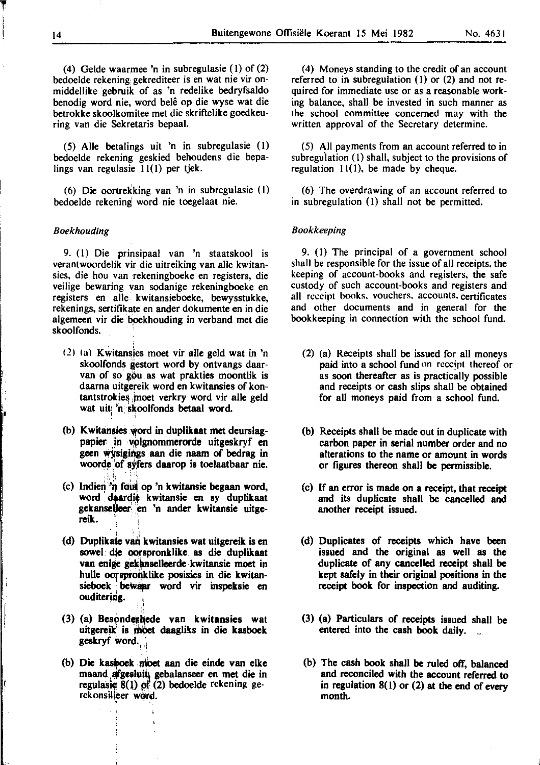(4) Gelde waarmee 'n in subregulasie (1) of (2) bedoelde rekening gekrediteer is en wat nie vir onmiddellike gebruik of as 'n redelike bedryfsaldo benodig word nie, word belê op die wyse wat die betrokke skoolkomitee met die skriftelike goedkeuring van die Sekretaris bepaal.

(5) Alle betalings uit 'n in subregulasie (1) bedoelde rekening geskied behoudens die bepalings van regulasie 11(1) per tjek.

(6) Die oortrekking van 'n in subregulasie (1) bedoelde rekening word nie toegelaat nie.

*Boekhouding*

9. (1) Die prinsipaal van 'n staatskool is verantwoordelik vir die uitreiking van alle kwitansies, die hou van rekeningboeke en registers, die veilige bewaring van sodanige rekeningboeke en registers en alle kwitansieboeke, bewysstukke, rekenings, sertifikate en ander dokumente en in die algemeen vir die boekhouding in verband met die skoolfonds.

(2) (a) Kwitansies moet vir alle geld wat in 'n skoolfonds gestort word by ontvangs daarvan of so gou as wat prakties moontlik is daarna uitgereik word en kwitansies of kontantstrokies moet verkry word vir alle geld wat uit 'n skoolfonds betaal word.

(b) Kwitansies word in duplikaat met deurslagpapier in volgnommerorde uitgeskryf en geen wysigings aan die naam of bedrag in woorde of syfers daarop is toelaatbaar nie.

(c) Indien 'n fout op 'n kwitansie begaan word, word daardie kwitansie en sy duplikaat gekanselleer en 'n ander kwitansie uitgereik.

(d) Duplikate van kwitansies wat uitgereik is en sowel die oorspronklike as die duplikaat van enige gekanselleerde kwitansie moet in hulle oorspronklike posisies in die kwitansieboek bewaar word vir inspeksie en ouditering.

(3) (a) Besonderhede van kwitansies wat uitgereik is moet daagliks in die kasboek geskryf word.

(b) Die kasboek moet aan die einde van elke maand afgesluit, gebalanseer en met die in regulasie 8(1) of (2) bedoelde rekening gerekonsilieer word.

(4) Moneys standing to the credit of an account referred to in subregulation (1) or (2) and not required for immediate use or as a reasonable working balance, shall be invested in such manner as the school committee concerned may with the written approval of the Secretary determine.

(5) All payments from an account referred to in subregulation (1) shall, subject to the provisions of regulation 11(1), be made by cheque.

(6) The overdrawing of an account referred to in subregulation (1) shall not be permitted.

*Bookkeeping*

9. (1) The principal of a government school shall be responsible for the issue of all receipts, the keeping of account-books and registers, the safe custody of such account-books and registers and all receipt books, vouchers, accounts, certificates and other documents and in general for the bookkeeping in connection with the school fund.

(2) (a) Receipts shall be issued for all moneys paid into a school fund on receipt thereof or as soon thereafter as is practically possible and receipts or cash slips shall be obtained for all moneys paid from a school fund.

(b) Receipts shall be made out in duplicate with carbon paper in serial number order and no alterations to the name or amount in words or figures thereon shall be permissible.

(c) If an error is made on a receipt, that receipt and its duplicate shall be cancelled and another receipt issued.

(d) Duplicates of receipts which have been issued and the original as well as the duplicate of any cancelled receipt shall be kept safely in their original positions in the receipt book for inspection and auditing.

(3) (a) Particulars of receipts issued shall be entered into the cash book daily.

(b) The cash book shall be ruled off, balanced and reconciled with the account referred to in regulation 8(1) or (2) at the end of every month.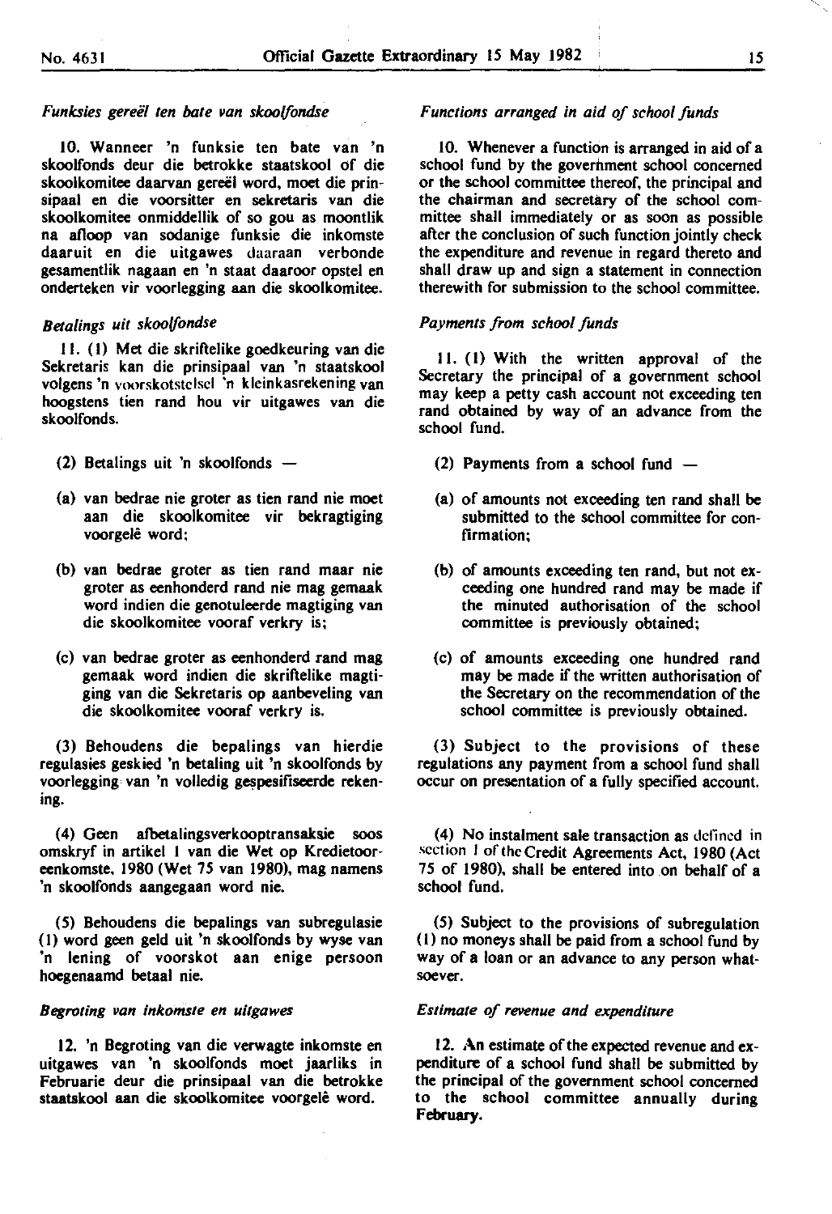*Funksies gereël ten bate van skoolfondse*

10. Wanneer 'n funksie ten bate van 'n skoolfonds deur die betrokke staatskool of die skoolkomitee daarvan gereël word, moet die prinsipaal en die voorsitter en sekretaris van die skoolkomitee onmiddellik of so gou as moontlik na afloop van sodanige funksie die inkomste daaruit en die uitgawes daaraan verbonde gesamentlik nagaan en 'n staat daaroor opstel en onderteken vir voorlegging aan die skoolkomitee.

*Betalings uit skoolfondse*

11. (1) Met die skriftelike goedkeuring van die Sekretaris kan die prinsipaal van 'n staatskool volgens 'n voorskotstelsel 'n kleinkasrekening van hoogstens tien rand hou vir uitgawes van die skoolfonds.

(2) Betalings uit 'n skoolfonds —

(a) van bedrae nie groter as tien rand nie moet aan die skoolkomitee vir bekragtiging voorgelê word;

(b) van bedrae groter as tien rand maar nie groter as eenhonderd rand nie mag gemaak word indien die genotuleerde magtiging van die skoolkomitee vooraf verkry is;

(c) van bedrae groter as eenhonderd rand mag gemaak word indien die skriftelike magtiging van die Sekretaris op aanbeveling van die skoolkomitee vooraf verkry is.

(3) Behoudens die bepalings van hierdie regulasies geskied 'n betaling uit 'n skoolfonds by voorlegging van 'n volledig gespesifiseerde rekening.

(4) Geen afbetalingsverkooptransaksie soos omskryf in artikel 1 van die Wet op Kredietooreenkomste, 1980 (Wet 75 van 1980), mag namens 'n skoolfonds aangegaan word nie.

(5) Behoudens die bepalings van subregulasie (1) word geen geld uit 'n skoolfonds by wyse van 'n lening of voorskot aan enige persoon hoegenaamd betaal nie.

*Begroting van inkomste en uitgawes*

12. 'n Begroting van die verwagte inkomste en uitgawes van 'n skoolfonds moet jaarliks in Februarie deur die prinsipaal van die betrokke staatskool aan die skoolkomitee voorgelê word.

*Functions arranged in aid of school funds*

10. Whenever a function is arranged in aid of a school fund by the government school concerned or the school committee thereof, the principal and the chairman and secretary of the school committee shall immediately or as soon as possible after the conclusion of such function jointly check the expenditure and revenue in regard thereto and shall draw up and sign a statement in connection therewith for submission to the school committee.

*Payments from school funds*

11. (1) With the written approval of the Secretary the principal of a government school may keep a petty cash account not exceeding ten rand obtained by way of an advance from the school fund.

(2) Payments from a school fund —

(a) of amounts not exceeding ten rand shall be submitted to the school committee for confirmation;

(b) of amounts exceeding ten rand, but not exceeding one hundred rand may be made if the minuted authorisation of the school committee is previously obtained;

(c) of amounts exceeding one hundred rand may be made if the written authorisation of the Secretary on the recommendation of the school committee is previously obtained.

(3) Subject to the provisions of these regulations any payment from a school fund shall occur on presentation of a fully specified account.

(4) No instalment sale transaction as defined in section 1 of the Credit Agreements Act, 1980 (Act 75 of 1980), shall be entered into on behalf of a school fund.

(5) Subject to the provisions of subregulation (1) no moneys shall be paid from a school fund by way of a loan or an advance to any person whatsoever.

*Estimate of revenue and expenditure*

12. An estimate of the expected revenue and expenditure of a school fund shall be submitted by the principal of the government school concerned to the school committee annually during February.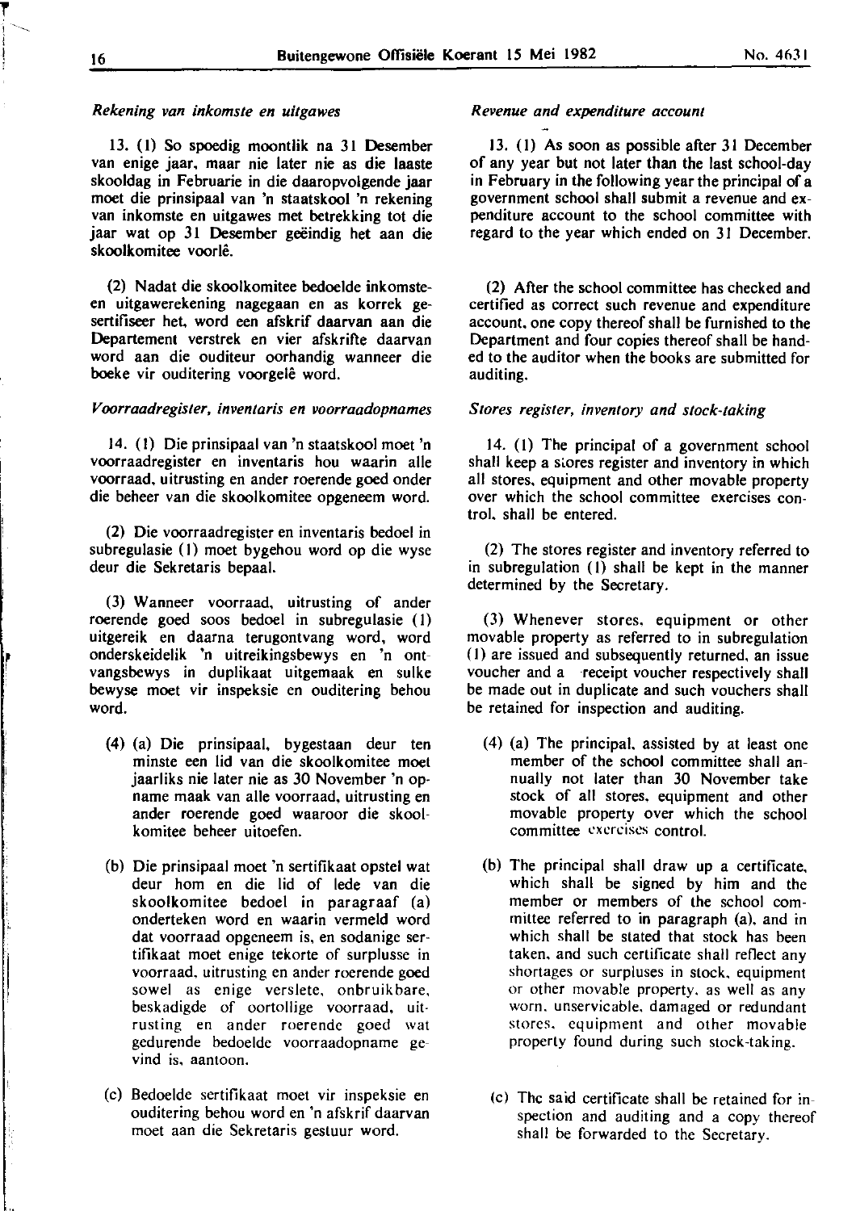*Rekening van inkomste en uitgawes*

13. (1) So spoedig moontlik na 31 Desember van enige jaar, maar nie later nie as die laaste skooldag in Februarie in die daaropvolgende jaar moet die prinsipaal van 'n staatskool 'n rekening van inkomste en uitgawes met betrekking tot die jaar wat op 31 Desember geëindig het aan die skoolkomitee voorlê.

(2) Nadat die skoolkomitee bedoelde inkomste- en uitgawerekening nagegaan en as korrek gesertifiseer het, word een afskrif daarvan aan die Departement verstrek en vier afskrifte daarvan word aan die ouditeur oorhandig wanneer die boeke vir ouditering voorgelê word.

*Voorraadregister, inventaris en voorraadopnames*

14. (1) Die prinsipaal van 'n staatskool moet 'n voorraadregister en inventaris hou waarin alle voorraad, uitrusting en ander roerende goed onder die beheer van die skoolkomitee opgeneem word.

(2) Die voorraadregister en inventaris bedoel in subregulasie (1) moet bygehou word op die wyse deur die Sekretaris bepaal.

(3) Wanneer voorraad, uitrusting of ander roerende goed soos bedoel in subregulasie (1) uitgereik en daarna terugontvang word, word onderskeidelik 'n uitreikingsbewys en 'n ontvangsbewys in duplikaat uitgemaak en sulke bewyse moet vir inspeksie en ouditering behou word.

(4) (a) Die prinsipaal, bygestaan deur ten minste een lid van die skoolkomitee moet jaarliks nie later nie as 30 November 'n opname maak van alle voorraad, uitrusting en ander roerende goed waaroor die skoolkomitee beheer uitoefen.

(b) Die prinsipaal moet 'n sertifikaat opstel wat deur hom en die lid of lede van die skoolkomitee bedoel in paragraaf (a) onderteken word en waarin vermeld word dat voorraad opgeneem is, en sodanige sertifikaat moet enige tekorte of surplusse in voorraad, uitrusting en ander roerende goed sowel as enige verslete, onbruikbare, beskadigde of oortollige voorraad, uitrusting en ander roerende goed wat gedurende bedoelde voorraadopname gevind is, aantoon.

(c) Bedoelde sertifikaat moet vir inspeksie en ouditering behou word en 'n afskrif daarvan moet aan die Sekretaris gestuur word.

*Revenue and expenditure account*

13. (1) As soon as possible after 31 December of any year but not later than the last school-day in February in the following year the principal of a government school shall submit a revenue and expenditure account to the school committee with regard to the year which ended on 31 December.

(2) After the school committee has checked and certified as correct such revenue and expenditure account, one copy thereof shall be furnished to the Department and four copies thereof shall be handed to the auditor when the books are submitted for auditing.

*Stores register, inventory and stock-taking*

14. (1) The principal of a government school shall keep a stores register and inventory in which all stores, equipment and other movable property over which the school committee exercises control, shall be entered.

(2) The stores register and inventory referred to in subregulation (1) shall be kept in the manner determined by the Secretary.

(3) Whenever stores, equipment or other movable property as referred to in subregulation (1) are issued and subsequently returned, an issue voucher and a receipt voucher respectively shall be made out in duplicate and such vouchers shall be retained for inspection and auditing.

(4) (a) The principal, assisted by at least one member of the school committee shall annually not later than 30 November take stock of all stores, equipment and other movable property over which the school committee exercises control.

(b) The principal shall draw up a certificate, which shall be signed by him and the member or members of the school committee referred to in paragraph (a), and in which shall be stated that stock has been taken, and such certificate shall reflect any shortages or surpluses in stock, equipment or other movable property, as well as any worn, unservicable, damaged or redundant stores, equipment and other movable property found during such stock-taking.

(c) The said certificate shall be retained for inspection and auditing and a copy thereof shall be forwarded to the Secretary.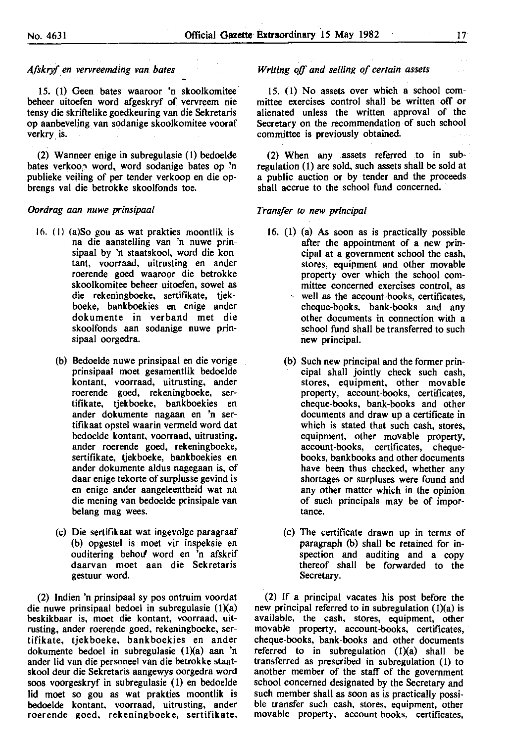*Afskryf en vervreemding van bates*

15. (1) Geen bates waaroor 'n skoolkomitee beheer uitoefen word afgeskryf of vervreem nie tensy die skriftelike goedkeuring van die Sekretaris op aanbeveling van sodanige skoolkomitee vooraf verkry is.

(2) Wanneer enige in subregulasie (1) bedoelde bates verkoop word, word sodanige bates op 'n publieke veiling of per tender verkoop en die opbrengs val die betrokke skoolfonds toe.

*Oordrag aan nuwe prinsipaal*

16. (1) (a) So gou as wat prakties moontlik is na die aanstelling van 'n nuwe prinsipaal by 'n staatskool, word die kontant, voorraad, uitrusting en ander roerende goed waaroor die betrokke skoolkomitee beheer uitoefen, sowel as die rekeningboeke, sertifikate, tjekboeke, bankboekies en enige ander dokumente in verband met die skoolfonds aan sodanige nuwe prinsipaal oorgedra.

(b) Bedoelde nuwe prinsipaal en die vorige prinsipaal moet gesamentlik bedoelde kontant, voorraad, uitrusting, ander roerende goed, rekeningboeke, sertifikate, tjekboeke, bankboekies en ander dokumente nagaan en 'n sertifikaat opstel waarin vermeld word dat bedoelde kontant, voorraad, uitrusting, ander roerende goed, rekeningboeke, sertifikate, tjekboeke, bankboekies en ander dokumente aldus nagegaan is, of daar enige tekorte of surplusse gevind is en enige ander aangeleentheid wat na die mening van bedoelde prinsipale van belang mag wees.

(c) Die sertifikaat wat ingevolge paragraaf (b) opgestel is moet vir inspeksie en ouditering behou word en 'n afskrif daarvan moet aan die Sekretaris gestuur word.

(2) Indien 'n prinsipaal sy pos ontruim voordat die nuwe prinsipaal bedoel in subregulasie (1)(a) beskikbaar is, moet die kontant, voorraad, uitrusting, ander roerende goed, rekeningboeke, sertifikate, tjekboeke, bankboekies en ander dokumente bedoel in subregulasie (1)(a) aan 'n ander lid van die personeel van die betrokke staatskool deur die Sekretaris aangewys oorgedra word soos voorgeskryf in subregulasie (1) en bedoelde lid moet so gou as wat prakties moontlik is bedoelde kontant, voorraad, uitrusting, ander roerende goed, rekeningboeke, sertifikate,

*Writing off and selling of certain assets*

15. (1) No assets over which a school committee exercises control shall be written off or alienated unless the written approval of the Secretary on the recommendation of such school committee is previously obtained.

(2) When any assets referred to in subregulation (1) are sold, such assets shall be sold at a public auction or by tender and the proceeds shall accrue to the school fund concerned.

*Transfer to new principal*

16. (1) (a) As soon as is practically possible after the appointment of a new principal at a government school the cash, stores, equipment and other movable property over which the school committee concerned exercises control, as well as the account-books, certificates, cheque-books, bank-books and any other documents in connection with a school fund shall be transferred to such new principal.

(b) Such new principal and the former principal shall jointly check such cash, stores, equipment, other movable property, account-books, certificates, cheque-books, bank-books and other documents and draw up a certificate in which is stated that such cash, stores, equipment, other movable property, account-books, certificates, cheque-books, bankbooks and other documents have been thus checked, whether any shortages or surpluses were found and any other matter which in the opinion of such principals may be of importance.

(c) The certificate drawn up in terms of paragraph (b) shall be retained for inspection and auditing and a copy thereof shall be forwarded to the Secretary.

(2) If a principal vacates his post before the new principal referred to in subregulation (1)(a) is available, the cash, stores, equipment, other movable property, account-books, certificates, cheque-books, bank-books and other documents referred to in subregulation (1)(a) shall be transferred as prescribed in subregulation (1) to another member of the staff of the government school concerned designated by the Secretary and such member shall as soon as is practically possible transfer such cash, stores, equipment, other movable property, account-books, certificates,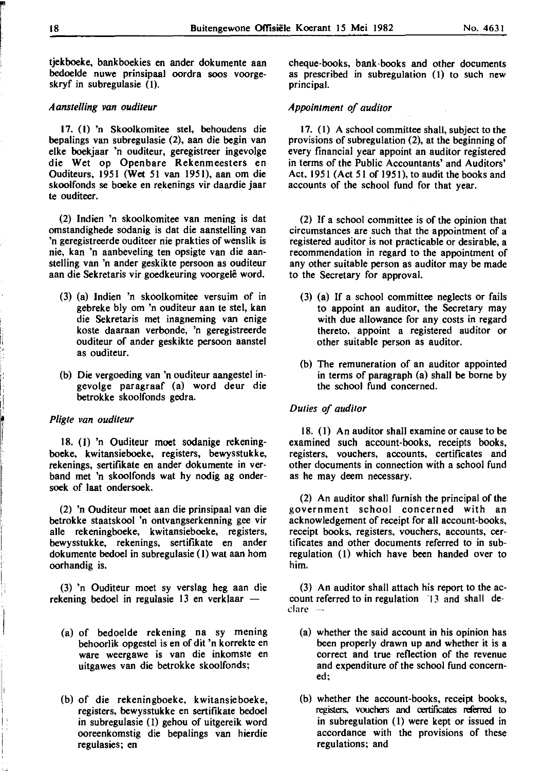tjekboeke, bankboekies en ander dokumente aan bedoelde nuwe prinsipaal oordra soos voorgeskryf in subregulasie (1).

*Aanstelling van ouditeur*

17. (1) 'n Skoolkomitee stel, behoudens die bepalings van subregulasie (2), aan die begin van elke boekjaar 'n ouditeur, geregistreer ingevolge die Wet op Openbare Rekenmeesters en Ouditeurs, 1951 (Wet 51 van 1951), aan om die skoolfonds se boeke en rekenings vir daardie jaar te ouditeer.

(2) Indien 'n skoolkomitee van mening is dat omstandighede sodanig is dat die aanstelling van 'n geregistreerde ouditeer nie prakties of wenslik is nie, kan 'n aanbeveling ten opsigte van die aanstelling van 'n ander geskikte persoon as ouditeur aan die Sekretaris vir goedkeuring voorgelê word.

(3) (a) Indien 'n skoolkomitee versuim of in gebreke bly om 'n ouditeur aan te stel, kan die Sekretaris met inagneming van enige koste daaraan verbonde, 'n geregistreerde ouditeur of ander geskikte persoon aanstel as ouditeur.

(b) Die vergoeding van 'n ouditeur aangestel ingevolge paragraaf (a) word deur die betrokke skoolfonds gedra.

*Pligte van ouditeur*

18. (1) 'n Ouditeur moet sodanige rekeningboeke, kwitansieboeke, registers, bewysstukke, rekenings, sertifikate en ander dokumente in verband met 'n skoolfonds wat hy nodig ag ondersoek of laat ondersoek.

(2) 'n Ouditeur moet aan die prinsipaal van die betrokke staatskool 'n ontvangserkenning gee vir alle rekeningboeke, kwitansieboeke, registers, bewysstukke, rekenings, sertifikate en ander dokumente bedoel in subregulasie (1) wat aan hom oorhandig is.

(3) 'n Ouditeur moet sy verslag heg aan die rekening bedoel in regulasie 13 en verklaar —

(a) of bedoelde rekening na sy mening behoorlik opgestel is en of dit 'n korrekte en ware weergawe is van die inkomste en uitgawes van die betrokke skoolfonds;

(b) of die rekeningboeke, kwitansieboeke, registers, bewysstukke en sertifikate bedoel in subregulasie (1) gehou of uitgereik word ooreenkomstig die bepalings van hierdie regulasies; en

cheque-books, bank-books and other documents as prescribed in subregulation (1) to such new principal.

*Appointment of auditor*

17. (1) A school committee shall, subject to the provisions of subregulation (2), at the beginning of every financial year appoint an auditor registered in terms of the Public Accountants' and Auditors' Act, 1951 (Act 51 of 1951), to audit the books and accounts of the school fund for that year.

(2) If a school committee is of the opinion that circumstances are such that the appointment of a registered auditor is not practicable or desirable, a recommendation in regard to the appointment of any other suitable person as auditor may be made to the Secretary for approval.

(3) (a) If a school committee neglects or fails to appoint an auditor, the Secretary may with due allowance for any costs in regard thereto, appoint a registered auditor or other suitable person as auditor.

(b) The remuneration of an auditor appointed in terms of paragraph (a) shall be borne by the school fund concerned.

*Duties of auditor*

18. (1) An auditor shall examine or cause to be examined such account-books, receipts books, registers, vouchers, accounts, certificates and other documents in connection with a school fund as he may deem necessary.

(2) An auditor shall furnish the principal of the government school concerned with an acknowledgement of receipt for all account-books, receipt books, registers, vouchers, accounts, certificates and other documents referred to in subregulation (1) which have been handed over to him.

(3) An auditor shall attach his report to the account referred to in regulation 13 and shall declare —

(a) whether the said account in his opinion has been properly drawn up and whether it is a correct and true reflection of the revenue and expenditure of the school fund concerned;

(b) whether the account-books, receipt books, registers, vouchers and certificates referred to in subregulation (1) were kept or issued in accordance with the provisions of these regulations; and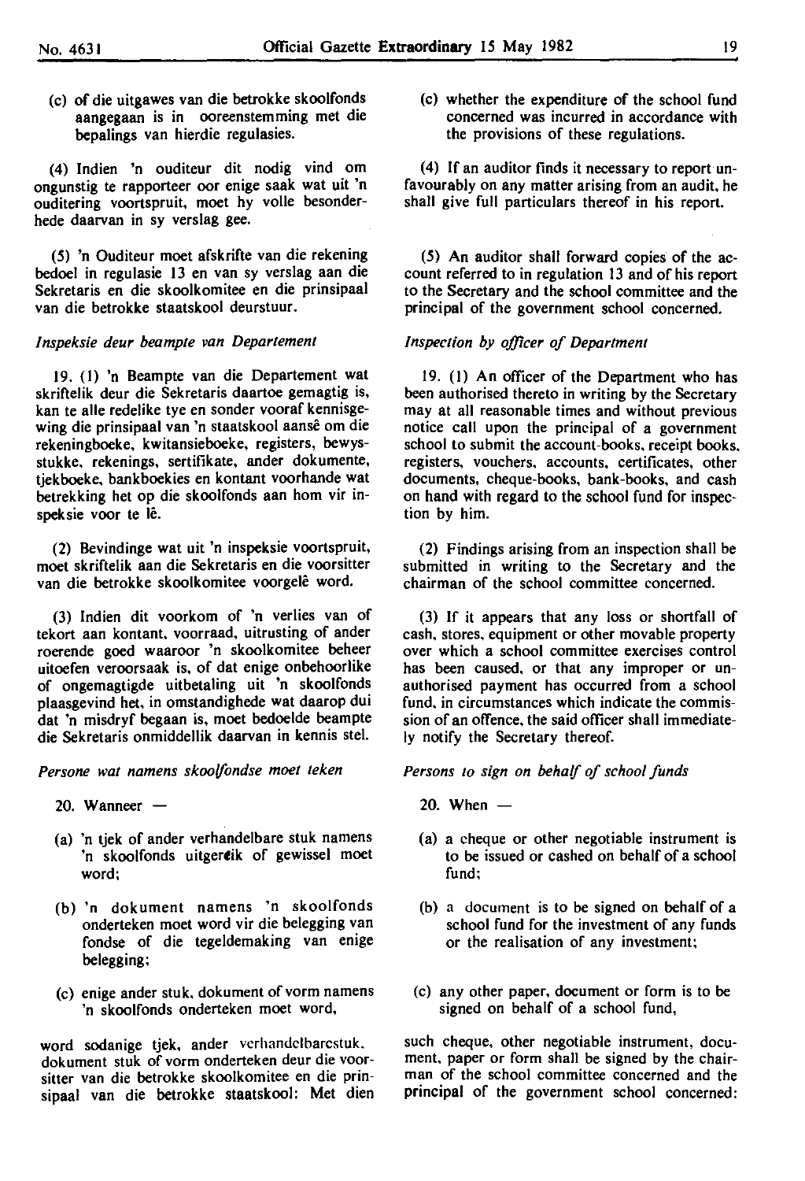(c) of die uitgawes van die betrokke skoolfonds aangegaan is in ooreenstemming met die bepalings van hierdie regulasies.

(4) Indien 'n ouditeur dit nodig vind om ongunstig te rapporteer oor enige saak wat uit 'n ouditering voortspruit, moet hy volle besonderhede daarvan in sy verslag gee.

(5) 'n Ouditeur moet afskrifte van die rekening bedoel in regulasie 13 en van sy verslag aan die Sekretaris en die skoolkomitee en die prinsipaal van die betrokke staatskool deurstuur.

*Inspeksie deur beampte van Departement*

19. (1) 'n Beampte van die Departement wat skriftelik deur die Sekretaris daartoe gemagtig is, kan te alle redelike tye en sonder vooraf kennisgewing die prinsipaal van 'n staatskool aansê om die rekeningboeke, kwitansieboeke, registers, bewysstukke, rekenings, sertifikate, ander dokumente, tjekboeke, bankboekies en kontant voorhande wat betrekking het op die skoolfonds aan hom vir inspeksie voor te lê.

(2) Bevindinge wat uit 'n inspeksie voortspruit, moet skriftelik aan die Sekretaris en die voorsitter van die betrokke skoolkomitee voorgelê word.

(3) Indien dit voorkom of 'n verlies van of tekort aan kontant, voorraad, uitrusting of ander roerende goed waaroor 'n skoolkomitee beheer uitoefen veroorsaak is, of dat enige onbehoorlike of ongemagtigde uitbetaling uit 'n skoolfonds plaasgevind het, in omstandighede wat daarop dui dat 'n misdryf begaan is, moet bedoelde beampte die Sekretaris onmiddellik daarvan in kennis stel.

*Persone wat namens skoolfondse moet teken*

20. Wanneer —

(a) 'n tjek of ander verhandelbare stuk namens 'n skoolfonds uitgereik of gewissel moet word;

(b) 'n dokument namens 'n skoolfonds onderteken moet word vir die belegging van fondse of die tegeldemaking van enige belegging;

(c) enige ander stuk, dokument of vorm namens 'n skoolfonds onderteken moet word,

word sodanige tjek, ander verhandelbarestuk, dokument stuk of vorm onderteken deur die voorsitter van die betrokke skoolkomitee en die prinsipaal van die betrokke staatskool: Met dien

(c) whether the expenditure of the school fund concerned was incurred in accordance with the provisions of these regulations.

(4) If an auditor finds it necessary to report unfavourably on any matter arising from an audit, he shall give full particulars thereof in his report.

(5) An auditor shall forward copies of the account referred to in regulation 13 and of his report to the Secretary and the school committee and the principal of the government school concerned.

*Inspection by officer of Department*

19. (1) An officer of the Department who has been authorised thereto in writing by the Secretary may at all reasonable times and without previous notice call upon the principal of a government school to submit the account-books, receipt books, registers, vouchers, accounts, certificates, other documents, cheque-books, bank-books, and cash on hand with regard to the school fund for inspection by him.

(2) Findings arising from an inspection shall be submitted in writing to the Secretary and the chairman of the school committee concerned.

(3) If it appears that any loss or shortfall of cash, stores, equipment or other movable property over which a school committee exercises control has been caused, or that any improper or unauthorised payment has occurred from a school fund, in circumstances which indicate the commission of an offence, the said officer shall immediately notify the Secretary thereof.

*Persons to sign on behalf of school funds*

20. When —

(a) a cheque or other negotiable instrument is to be issued or cashed on behalf of a school fund;

(b) a document is to be signed on behalf of a school fund for the investment of any funds or the realisation of any investment;

(c) any other paper, document or form is to be signed on behalf of a school fund,

such cheque, other negotiable instrument, document, paper or form shall be signed by the chairman of the school committee concerned and the principal of the government school concerned: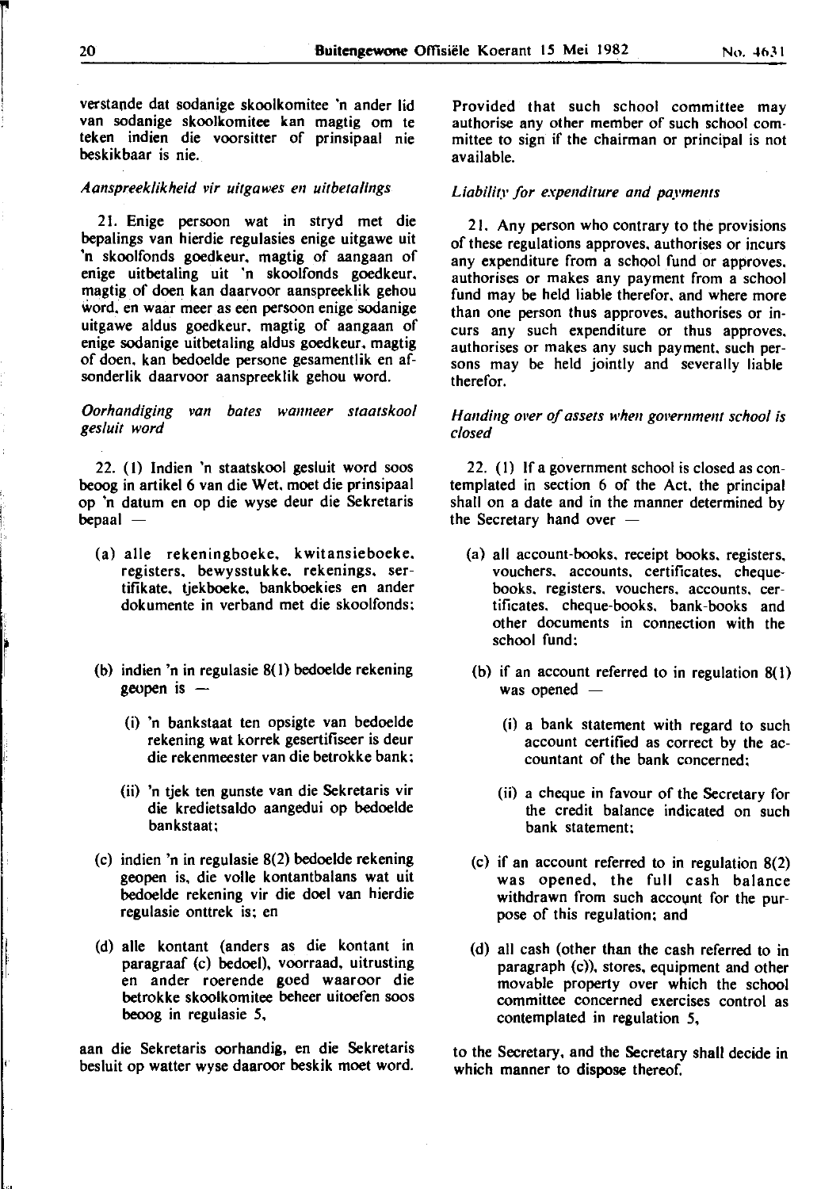verstande dat sodanige skoolkomitee 'n ander lid van sodanige skoolkomitee kan magtig om te teken indien die voorsitter of prinsipaal nie beskikbaar is nie.

*Aanspreeklikheid vir uitgawes en uitbetalings*

21. Enige persoon wat in stryd met die bepalings van hierdie regulasies enige uitgawe uit 'n skoolfonds goedkeur, magtig of aangaan of enige uitbetaling uit 'n skoolfonds goedkeur, magtig of doen kan daarvoor aanspreeklik gehou word, en waar meer as een persoon enige sodanige uitgawe aldus goedkeur, magtig of aangaan of enige sodanige uitbetaling aldus goedkeur, magtig of doen, kan bedoelde persone gesamentlik en afsonderlik daarvoor aanspreeklik gehou word.

*Oorhandiging van bates wanneer staatskool gesluit word*

22. (1) Indien 'n staatskool gesluit word soos beoog in artikel 6 van die Wet, moet die prinsipaal op 'n datum en op die wyse deur die Sekretaris bepaal —

(a) alle rekeningboeke, kwitansieboeke, registers, bewysstukke, rekenings, sertifikate, tjekboeke, bankboekies en ander dokumente in verband met die skoolfonds;

(b) indien 'n in regulasie 8(1) bedoelde rekening geopen is —

(i) 'n bankstaat ten opsigte van bedoelde rekening wat korrek gesertifiseer is deur die rekenmeester van die betrokke bank;

(ii) 'n tjek ten gunste van die Sekretaris vir die kredietsaldo aangedui op bedoelde bankstaat;

(c) indien 'n in regulasie 8(2) bedoelde rekening geopen is, die volle kontantbalans wat uit bedoelde rekening vir die doel van hierdie regulasie onttrek is; en

(d) alle kontant (anders as die kontant in paragraaf (c) bedoel), voorraad, uitrusting en ander roerende goed waaroor die betrokke skoolkomitee beheer uitoefen soos beoog in regulasie 5,

aan die Sekretaris oorhandig, en die Sekretaris besluit op watter wyse daaroor beskik moet word.

Provided that such school committee may authorise any other member of such school committee to sign if the chairman or principal is not available.

*Liability for expenditure and payments*

21. Any person who contrary to the provisions of these regulations approves, authorises or incurs any expenditure from a school fund or approves, authorises or makes any payment from a school fund may be held liable therefor, and where more than one person thus approves, authorises or incurs any such expenditure or thus approves, authorises or makes any such payment, such persons may be held jointly and severally liable therefor.

*Handing over of assets when government school is closed*

22. (1) If a government school is closed as contemplated in section 6 of the Act, the principal shall on a date and in the manner determined by the Secretary hand over —

(a) all account-books, receipt books, registers, vouchers, accounts, certificates, cheque-books, registers, vouchers, accounts, certificates, cheque-books, bank-books and other documents in connection with the school fund;

(b) if an account referred to in regulation 8(1) was opened —

(i) a bank statement with regard to such account certified as correct by the accountant of the bank concerned;

(ii) a cheque in favour of the Secretary for the credit balance indicated on such bank statement;

(c) if an account referred to in regulation 8(2) was opened, the full cash balance withdrawn from such account for the purpose of this regulation; and

(d) all cash (other than the cash referred to in paragraph (c)), stores, equipment and other movable property over which the school committee concerned exercises control as contemplated in regulation 5,

to the Secretary, and the Secretary shall decide in which manner to dispose thereof.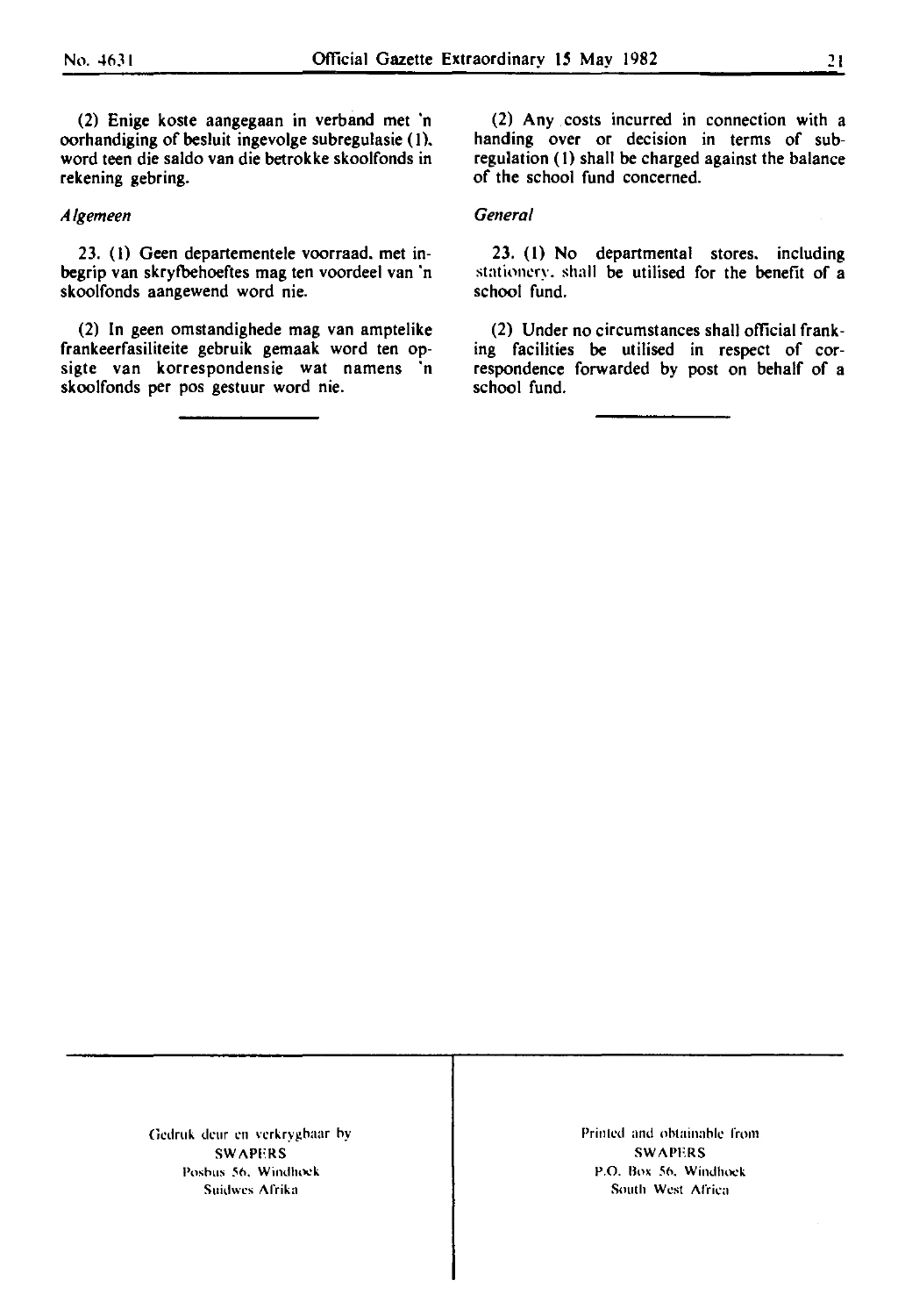(2) Enige koste aangegaan in verband met 'n oorhandiging of besluit ingevolge subregulasie (1), word teen die saldo van die betrokke skoolfonds in rekening gebring.

*Algemeen*

23. (1) Geen departementele voorraad, met inbegrip van skryfbehoeftes mag ten voordeel van 'n skoolfonds aangewend word nie.

(2) In geen omstandighede mag van amptelike frankeerfasiliteite gebruik gemaak word ten opsigte van korrespondensie wat namens 'n skoolfonds per pos gestuur word nie.

(2) Any costs incurred in connection with a handing over or decision in terms of subregulation (1) shall be charged against the balance of the school fund concerned.

*General*

23. (1) No departmental stores, including stationery, shall be utilised for the benefit of a school fund.

(2) Under no circumstances shall official franking facilities be utilised in respect of correspondence forwarded by post on behalf of a school fund.

---

Gedruk deur en verkrygbaar by
SWAPERS
Posbus 56, Windhoek
Suidwes Afrika

Printed and obtainable from
SWAPERS
P.O. Box 56, Windhoek
South West Africa